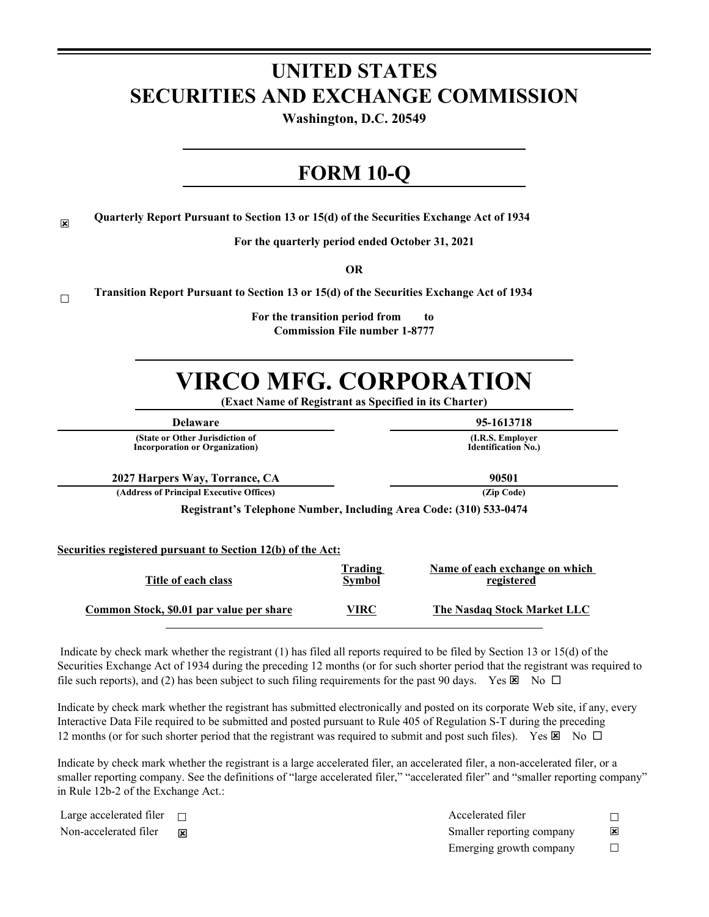# UNITED STATES
# SECURITIES AND EXCHANGE COMMISSION

**Washington, D.C. 20549**

# FORM 10-Q

☒ **Quarterly Report Pursuant to Section 13 or 15(d) of the Securities Exchange Act of 1934**

**For the quarterly period ended October 31, 2021**

**OR**

☐ **Transition Report Pursuant to Section 13 or 15(d) of the Securities Exchange Act of 1934**

**For the transition period from to**
**Commission File number 1-8777**

# VIRCO MFG. CORPORATION

**(Exact Name of Registrant as Specified in its Charter)**

| **Delaware** | **95-1613718** |
|---|---|
| **(State or Other Jurisdiction of Incorporation or Organization)** | **(I.R.S. Employer Identification No.)** |
| **2027 Harpers Way, Torrance, CA** | **90501** |
| **(Address of Principal Executive Offices)** | **(Zip Code)** |

**Registrant's Telephone Number, Including Area Code: (310) 533-0474**

**Securities registered pursuant to Section 12(b) of the Act:**

| Title of each class | Trading Symbol | Name of each exchange on which registered |
|---|---|---|
| Common Stock, $0.01 par value per share | VIRC | The Nasdaq Stock Market LLC |

Indicate by check mark whether the registrant (1) has filed all reports required to be filed by Section 13 or 15(d) of the Securities Exchange Act of 1934 during the preceding 12 months (or for such shorter period that the registrant was required to file such reports), and (2) has been subject to such filing requirements for the past 90 days. Yes ☒ No ☐

Indicate by check mark whether the registrant has submitted electronically and posted on its corporate Web site, if any, every Interactive Data File required to be submitted and posted pursuant to Rule 405 of Regulation S-T during the preceding 12 months (or for such shorter period that the registrant was required to submit and post such files). Yes ☒ No ☐

Indicate by check mark whether the registrant is a large accelerated filer, an accelerated filer, a non-accelerated filer, or a smaller reporting company. See the definitions of "large accelerated filer," "accelerated filer" and "smaller reporting company" in Rule 12b-2 of the Exchange Act.:

| | | | |
|---|---|---|---|
| Large accelerated filer | ☐ | Accelerated filer | ☐ |
| Non-accelerated filer | ☒ | Smaller reporting company | ☒ |
| | | Emerging growth company | ☐ |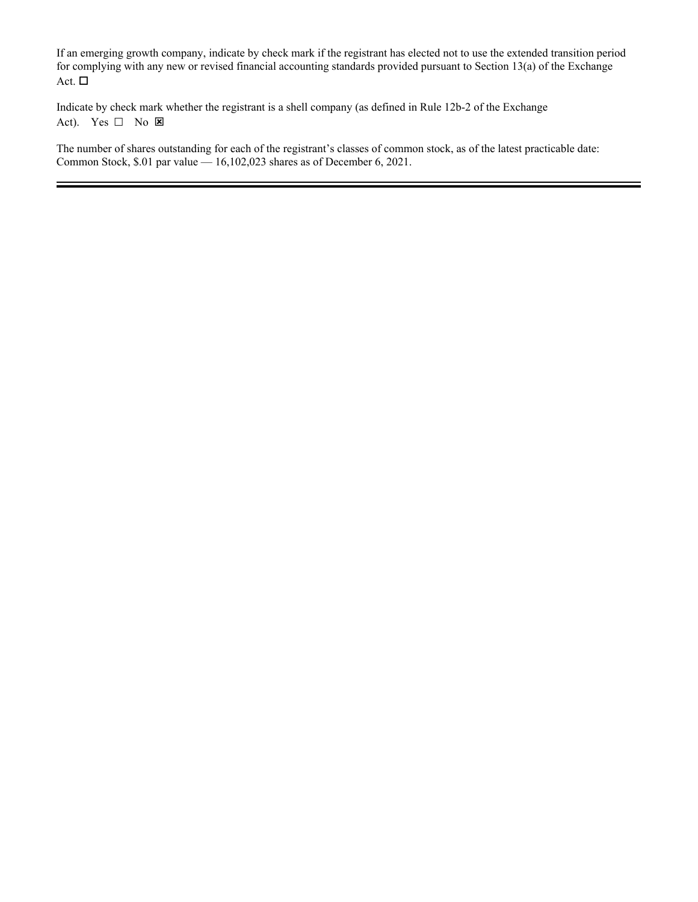If an emerging growth company, indicate by check mark if the registrant has elected not to use the extended transition period for complying with any new or revised financial accounting standards provided pursuant to Section 13(a) of the Exchange Act. ☐

Indicate by check mark whether the registrant is a shell company (as defined in Rule 12b-2 of the Exchange Act). Yes ☐ No ☒

The number of shares outstanding for each of the registrant's classes of common stock, as of the latest practicable date: Common Stock, $.01 par value — 16,102,023 shares as of December 6, 2021.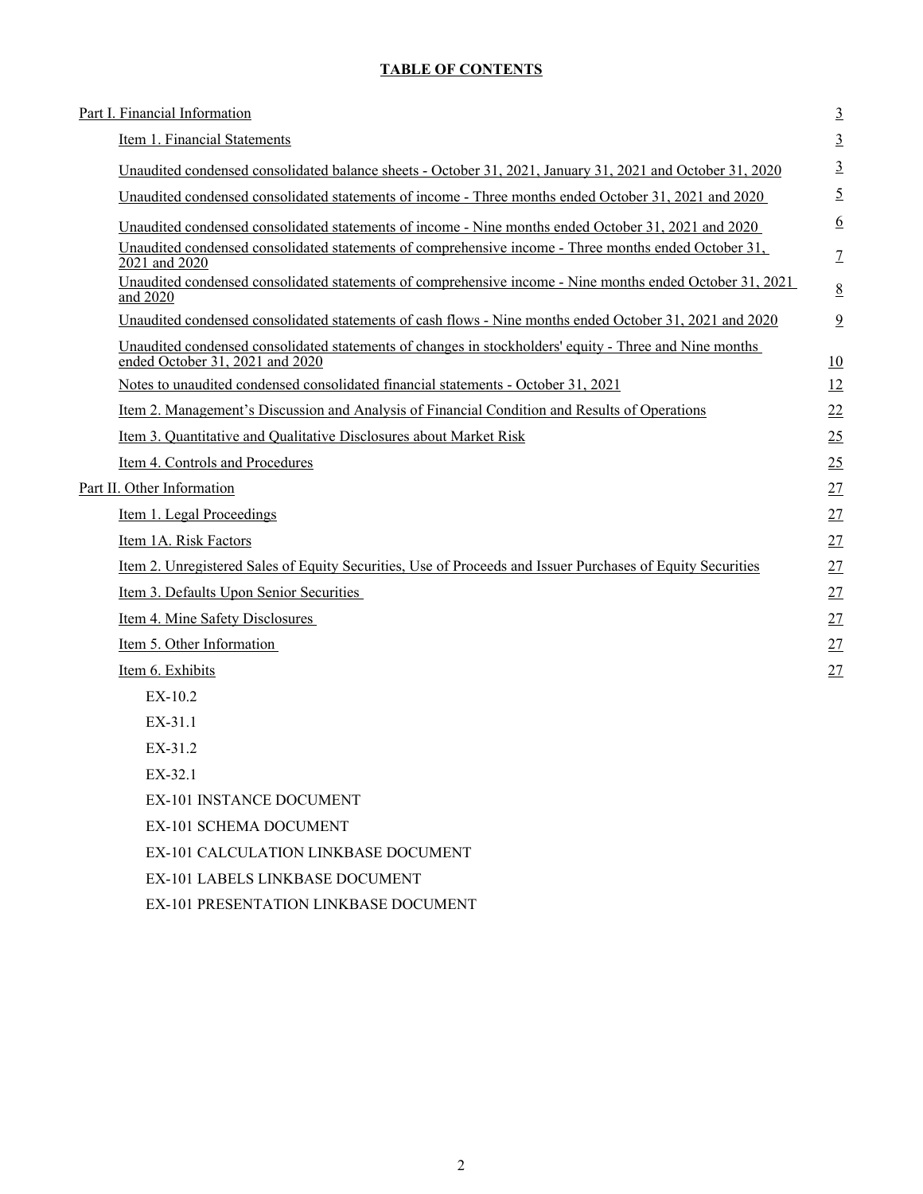**TABLE OF CONTENTS**

| | |
|---|---|
| Part I. Financial Information | 3 |
| Item 1. Financial Statements | 3 |
| Unaudited condensed consolidated balance sheets - October 31, 2021, January 31, 2021 and October 31, 2020 | 3 |
| Unaudited condensed consolidated statements of income - Three months ended October 31, 2021 and 2020 | 5 |
| Unaudited condensed consolidated statements of income - Nine months ended October 31, 2021 and 2020 | 6 |
| Unaudited condensed consolidated statements of comprehensive income - Three months ended October 31, 2021 and 2020 | 7 |
| Unaudited condensed consolidated statements of comprehensive income - Nine months ended October 31, 2021 and 2020 | 8 |
| Unaudited condensed consolidated statements of cash flows - Nine months ended October 31, 2021 and 2020 | 9 |
| Unaudited condensed consolidated statements of changes in stockholders' equity - Three and Nine months ended October 31, 2021 and 2020 | 10 |
| Notes to unaudited condensed consolidated financial statements - October 31, 2021 | 12 |
| Item 2. Management's Discussion and Analysis of Financial Condition and Results of Operations | 22 |
| Item 3. Quantitative and Qualitative Disclosures about Market Risk | 25 |
| Item 4. Controls and Procedures | 25 |
| Part II. Other Information | 27 |
| Item 1. Legal Proceedings | 27 |
| Item 1A. Risk Factors | 27 |
| Item 2. Unregistered Sales of Equity Securities, Use of Proceeds and Issuer Purchases of Equity Securities | 27 |
| Item 3. Defaults Upon Senior Securities | 27 |
| Item 4. Mine Safety Disclosures | 27 |
| Item 5. Other Information | 27 |
| Item 6. Exhibits | 27 |
| EX-10.2 | |
| EX-31.1 | |
| EX-31.2 | |
| EX-32.1 | |
| EX-101 INSTANCE DOCUMENT | |
| EX-101 SCHEMA DOCUMENT | |
| EX-101 CALCULATION LINKBASE DOCUMENT | |
| EX-101 LABELS LINKBASE DOCUMENT | |
| EX-101 PRESENTATION LINKBASE DOCUMENT | |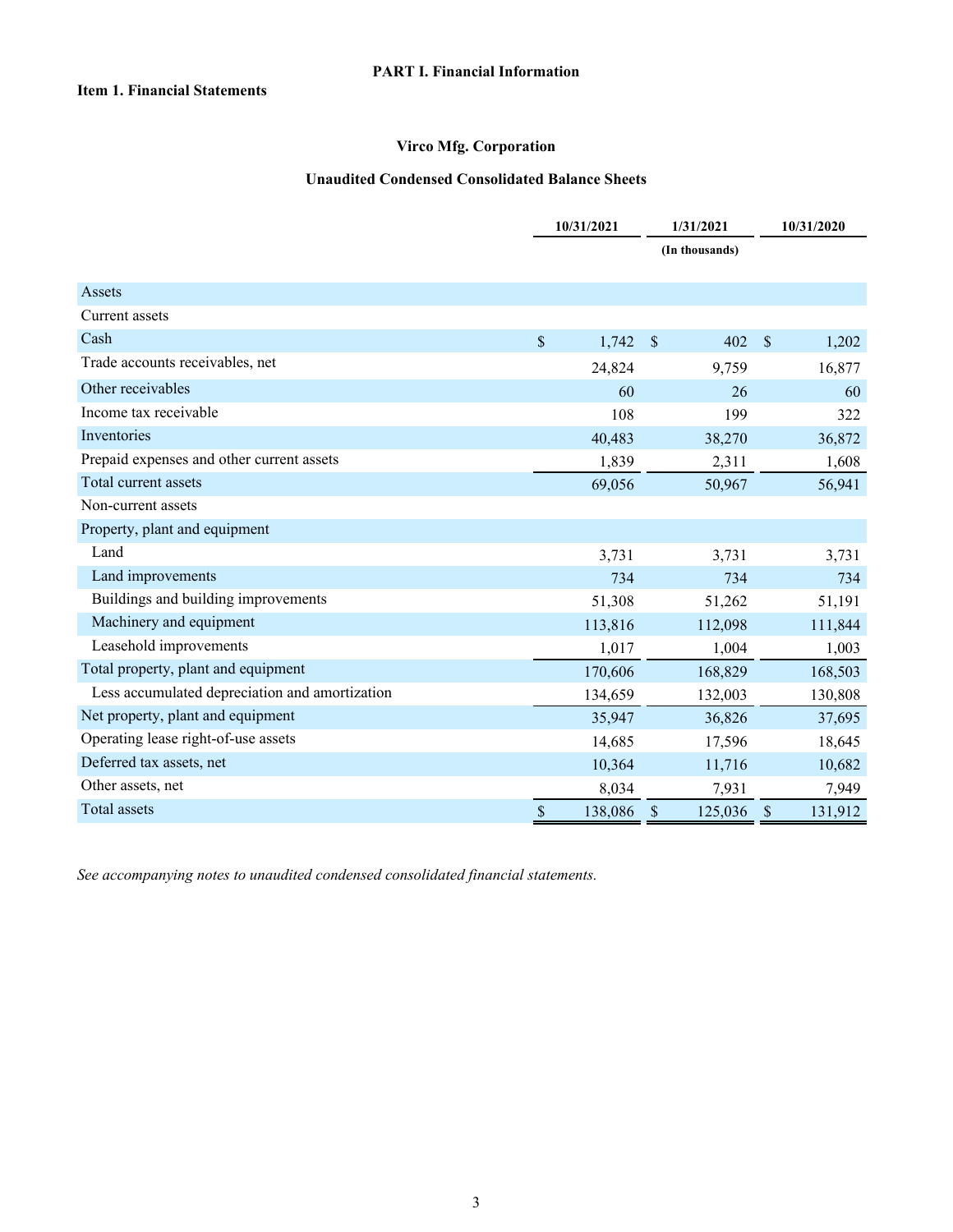## PART I. Financial Information

### Item 1. Financial Statements

### Virco Mfg. Corporation

### Unaudited Condensed Consolidated Balance Sheets

| | 10/31/2021 | 1/31/2021 | 10/31/2020 |
|---|---|---|---|
| | | (In thousands) | |
| **Assets** | | | |
| Current assets | | | |
| Cash | $ 1,742 | $ 402 | $ 1,202 |
| Trade accounts receivables, net | 24,824 | 9,759 | 16,877 |
| Other receivables | 60 | 26 | 60 |
| Income tax receivable | 108 | 199 | 322 |
| Inventories | 40,483 | 38,270 | 36,872 |
| Prepaid expenses and other current assets | 1,839 | 2,311 | 1,608 |
| Total current assets | 69,056 | 50,967 | 56,941 |
| Non-current assets | | | |
| Property, plant and equipment | | | |
| Land | 3,731 | 3,731 | 3,731 |
| Land improvements | 734 | 734 | 734 |
| Buildings and building improvements | 51,308 | 51,262 | 51,191 |
| Machinery and equipment | 113,816 | 112,098 | 111,844 |
| Leasehold improvements | 1,017 | 1,004 | 1,003 |
| Total property, plant and equipment | 170,606 | 168,829 | 168,503 |
| Less accumulated depreciation and amortization | 134,659 | 132,003 | 130,808 |
| Net property, plant and equipment | 35,947 | 36,826 | 37,695 |
| Operating lease right-of-use assets | 14,685 | 17,596 | 18,645 |
| Deferred tax assets, net | 10,364 | 11,716 | 10,682 |
| Other assets, net | 8,034 | 7,931 | 7,949 |
| Total assets | $ 138,086 | $ 125,036 | $ 131,912 |

*See accompanying notes to unaudited condensed consolidated financial statements.*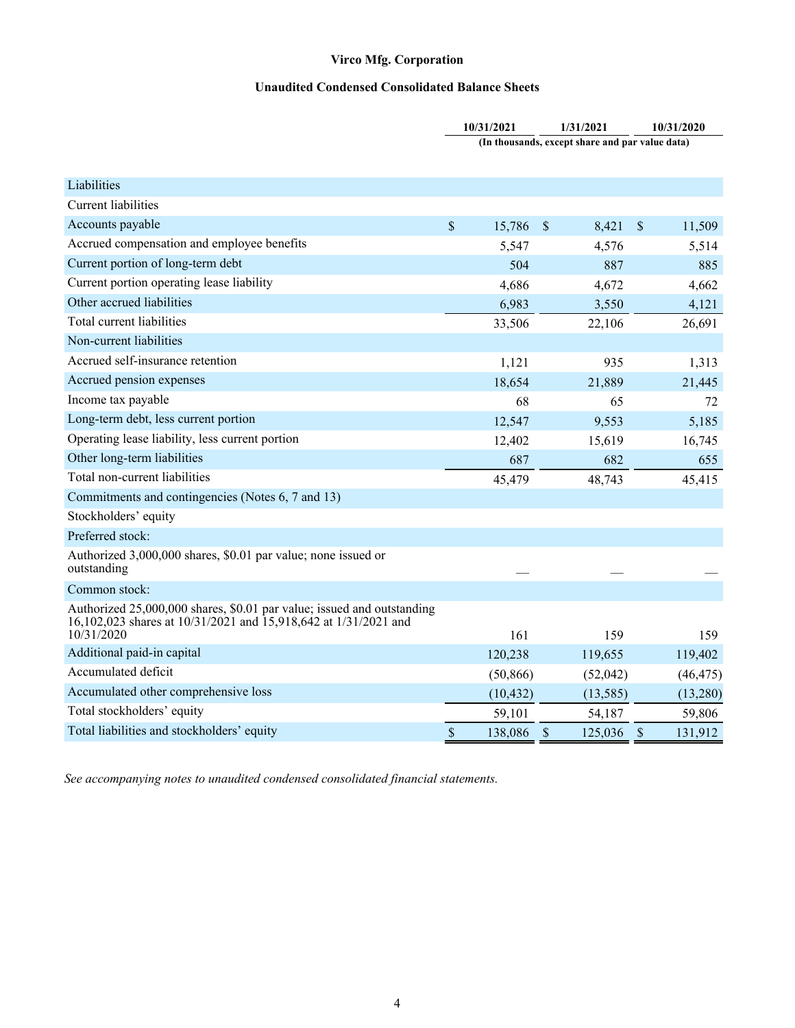**Virco Mfg. Corporation**

**Unaudited Condensed Consolidated Balance Sheets**

| | 10/31/2021 | 1/31/2021 | 10/31/2020 |
|---|---|---|---|
| | (In thousands, except share and par value data) | | |
| Liabilities | | | |
| Current liabilities | | | |
| Accounts payable | $ 15,786 | $ 8,421 | $ 11,509 |
| Accrued compensation and employee benefits | 5,547 | 4,576 | 5,514 |
| Current portion of long-term debt | 504 | 887 | 885 |
| Current portion operating lease liability | 4,686 | 4,672 | 4,662 |
| Other accrued liabilities | 6,983 | 3,550 | 4,121 |
| Total current liabilities | 33,506 | 22,106 | 26,691 |
| Non-current liabilities | | | |
| Accrued self-insurance retention | 1,121 | 935 | 1,313 |
| Accrued pension expenses | 18,654 | 21,889 | 21,445 |
| Income tax payable | 68 | 65 | 72 |
| Long-term debt, less current portion | 12,547 | 9,553 | 5,185 |
| Operating lease liability, less current portion | 12,402 | 15,619 | 16,745 |
| Other long-term liabilities | 687 | 682 | 655 |
| Total non-current liabilities | 45,479 | 48,743 | 45,415 |
| Commitments and contingencies (Notes 6, 7 and 13) | | | |
| Stockholders' equity | | | |
| Preferred stock: | | | |
| Authorized 3,000,000 shares, $0.01 par value; none issued or outstanding | — | — | — |
| Common stock: | | | |
| Authorized 25,000,000 shares, $0.01 par value; issued and outstanding 16,102,023 shares at 10/31/2021 and 15,918,642 at 1/31/2021 and 10/31/2020 | 161 | 159 | 159 |
| Additional paid-in capital | 120,238 | 119,655 | 119,402 |
| Accumulated deficit | (50,866) | (52,042) | (46,475) |
| Accumulated other comprehensive loss | (10,432) | (13,585) | (13,280) |
| Total stockholders' equity | 59,101 | 54,187 | 59,806 |
| Total liabilities and stockholders' equity | $ 138,086 | $ 125,036 | $ 131,912 |

*See accompanying notes to unaudited condensed consolidated financial statements.*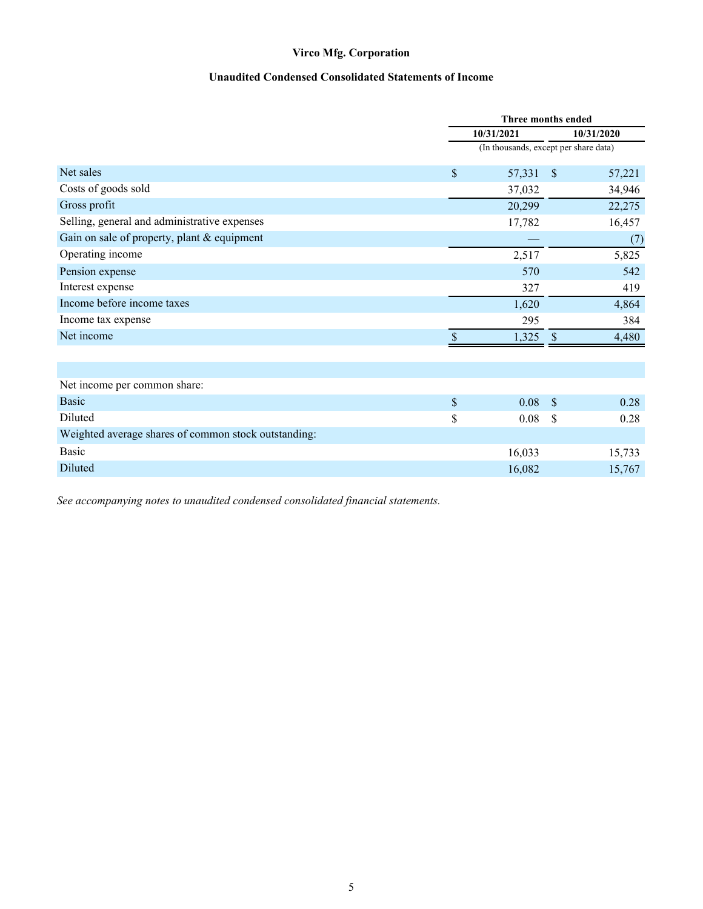# Virco Mfg. Corporation

## Unaudited Condensed Consolidated Statements of Income

| | Three months ended | |
|---|---|---|
| | 10/31/2021 | 10/31/2020 |
| | (In thousands, except per share data) | |
| Net sales | $ 57,331 | $ 57,221 |
| Costs of goods sold | 37,032 | 34,946 |
| Gross profit | 20,299 | 22,275 |
| Selling, general and administrative expenses | 17,782 | 16,457 |
| Gain on sale of property, plant & equipment | — | (7) |
| Operating income | 2,517 | 5,825 |
| Pension expense | 570 | 542 |
| Interest expense | 327 | 419 |
| Income before income taxes | 1,620 | 4,864 |
| Income tax expense | 295 | 384 |
| Net income | $ 1,325 | $ 4,480 |
| | | |
| Net income per common share: | | |
| Basic | $ 0.08 | $ 0.28 |
| Diluted | $ 0.08 | $ 0.28 |
| Weighted average shares of common stock outstanding: | | |
| Basic | 16,033 | 15,733 |
| Diluted | 16,082 | 15,767 |

*See accompanying notes to unaudited condensed consolidated financial statements.*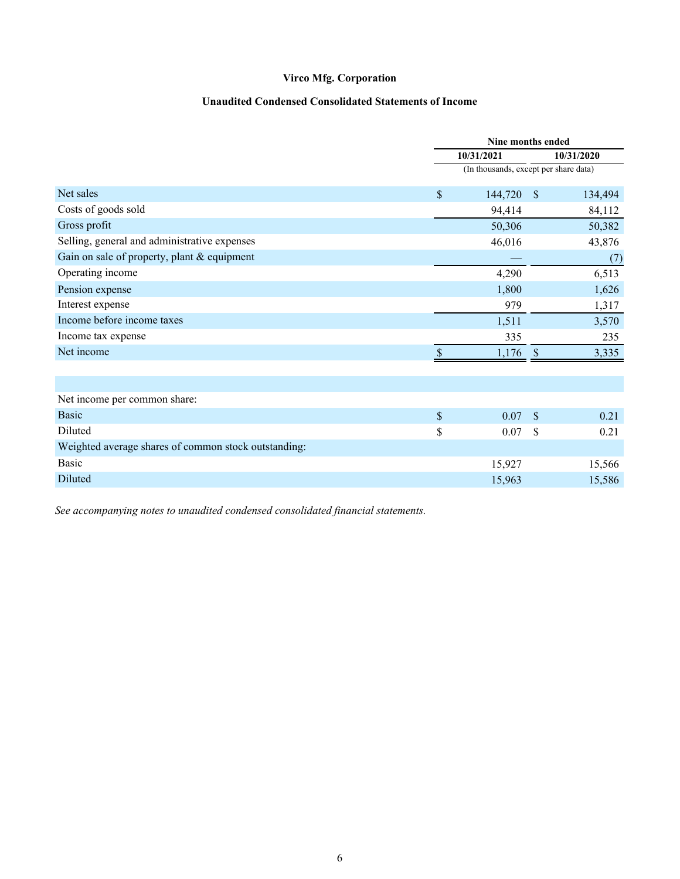**Virco Mfg. Corporation**

**Unaudited Condensed Consolidated Statements of Income**

| | Nine months ended | |
|---|---|---|
| | 10/31/2021 | 10/31/2020 |
| | (In thousands, except per share data) | |
| Net sales | $ 144,720 | $ 134,494 |
| Costs of goods sold | 94,414 | 84,112 |
| Gross profit | 50,306 | 50,382 |
| Selling, general and administrative expenses | 46,016 | 43,876 |
| Gain on sale of property, plant & equipment | — | (7) |
| Operating income | 4,290 | 6,513 |
| Pension expense | 1,800 | 1,626 |
| Interest expense | 979 | 1,317 |
| Income before income taxes | 1,511 | 3,570 |
| Income tax expense | 335 | 235 |
| Net income | $ 1,176 | $ 3,335 |
| | | |
| Net income per common share: | | |
| Basic | $ 0.07 | $ 0.21 |
| Diluted | $ 0.07 | $ 0.21 |
| Weighted average shares of common stock outstanding: | | |
| Basic | 15,927 | 15,566 |
| Diluted | 15,963 | 15,586 |

*See accompanying notes to unaudited condensed consolidated financial statements.*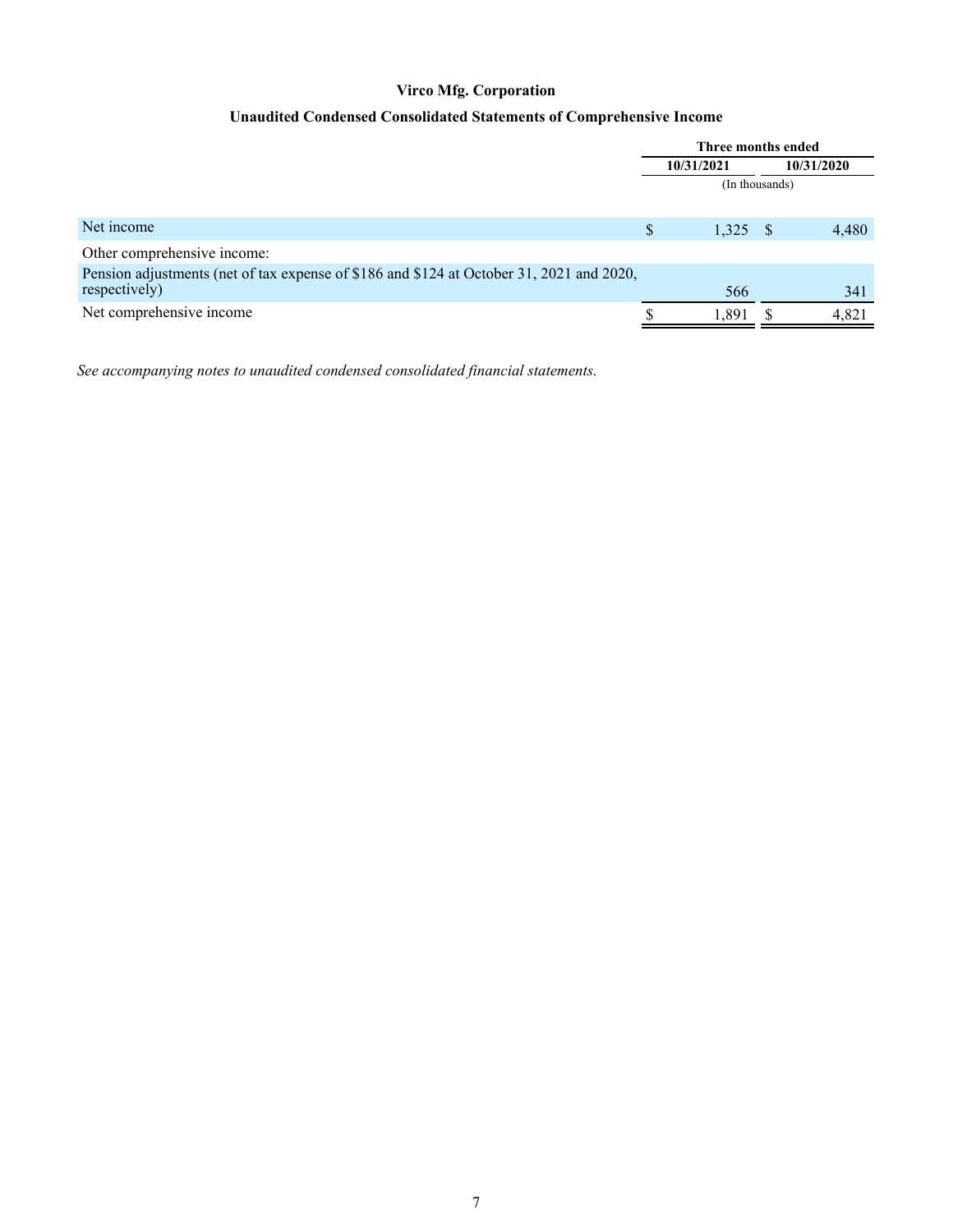**Virco Mfg. Corporation**

**Unaudited Condensed Consolidated Statements of Comprehensive Income**

| | Three months ended | |
|---|---|---|
| | 10/31/2021 | 10/31/2020 |
| | (In thousands) | |
| Net income | $ 1,325 | $ 4,480 |
| Other comprehensive income: | | |
| Pension adjustments (net of tax expense of $186 and $124 at October 31, 2021 and 2020, respectively) | 566 | 341 |
| Net comprehensive income | $ 1,891 | $ 4,821 |

*See accompanying notes to unaudited condensed consolidated financial statements.*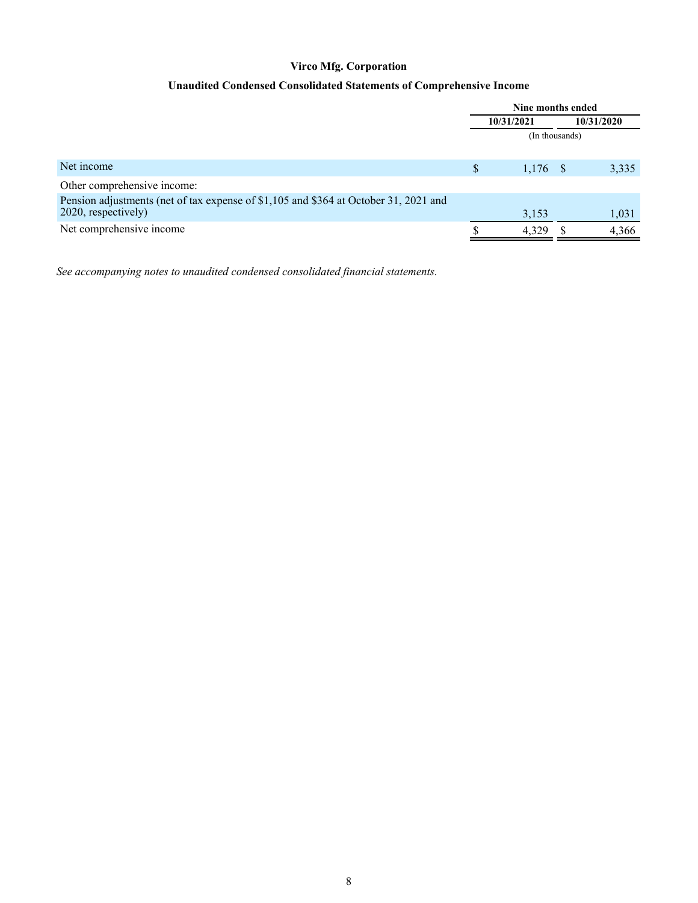# Virco Mfg. Corporation

## Unaudited Condensed Consolidated Statements of Comprehensive Income

| | Nine months ended | |
|---|---|---|
| | 10/31/2021 | 10/31/2020 |
| | (In thousands) | |
| Net income | $ 1,176 | $ 3,335 |
| Other comprehensive income: | | |
| Pension adjustments (net of tax expense of $1,105 and $364 at October 31, 2021 and 2020, respectively) | 3,153 | 1,031 |
| Net comprehensive income | $ 4,329 | $ 4,366 |

*See accompanying notes to unaudited condensed consolidated financial statements.*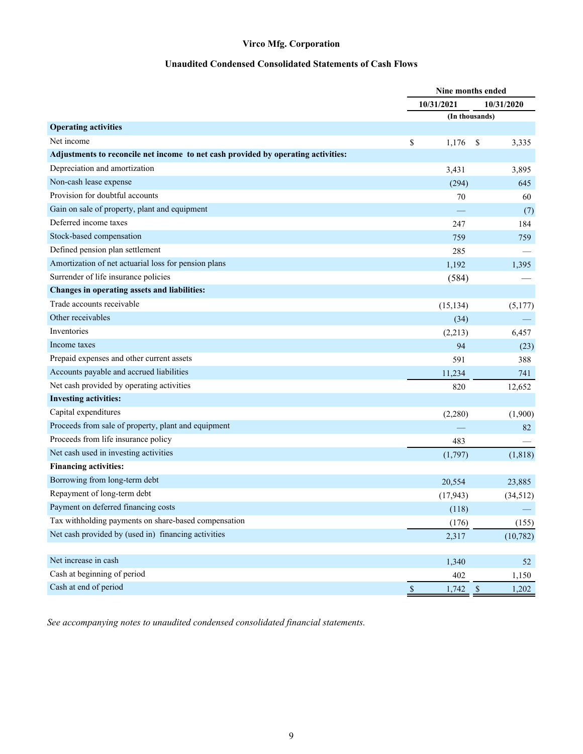**Virco Mfg. Corporation**

**Unaudited Condensed Consolidated Statements of Cash Flows**

| | Nine months ended | |
|---|---|---|
| | 10/31/2021 | 10/31/2020 |
| | (In thousands) | |
| **Operating activities** | | |
| Net income | $ 1,176 | $ 3,335 |
| **Adjustments to reconcile net income to net cash provided by operating activities:** | | |
| Depreciation and amortization | 3,431 | 3,895 |
| Non-cash lease expense | (294) | 645 |
| Provision for doubtful accounts | 70 | 60 |
| Gain on sale of property, plant and equipment | — | (7) |
| Deferred income taxes | 247 | 184 |
| Stock-based compensation | 759 | 759 |
| Defined pension plan settlement | 285 | — |
| Amortization of net actuarial loss for pension plans | 1,192 | 1,395 |
| Surrender of life insurance policies | (584) | — |
| **Changes in operating assets and liabilities:** | | |
| Trade accounts receivable | (15,134) | (5,177) |
| Other receivables | (34) | — |
| Inventories | (2,213) | 6,457 |
| Income taxes | 94 | (23) |
| Prepaid expenses and other current assets | 591 | 388 |
| Accounts payable and accrued liabilities | 11,234 | 741 |
| Net cash provided by operating activities | 820 | 12,652 |
| **Investing activities:** | | |
| Capital expenditures | (2,280) | (1,900) |
| Proceeds from sale of property, plant and equipment | — | 82 |
| Proceeds from life insurance policy | 483 | — |
| Net cash used in investing activities | (1,797) | (1,818) |
| **Financing activities:** | | |
| Borrowing from long-term debt | 20,554 | 23,885 |
| Repayment of long-term debt | (17,943) | (34,512) |
| Payment on deferred financing costs | (118) | — |
| Tax withholding payments on share-based compensation | (176) | (155) |
| Net cash provided by (used in) financing activities | 2,317 | (10,782) |
| | | |
| Net increase in cash | 1,340 | 52 |
| Cash at beginning of period | 402 | 1,150 |
| Cash at end of period | $ 1,742 | $ 1,202 |

*See accompanying notes to unaudited condensed consolidated financial statements.*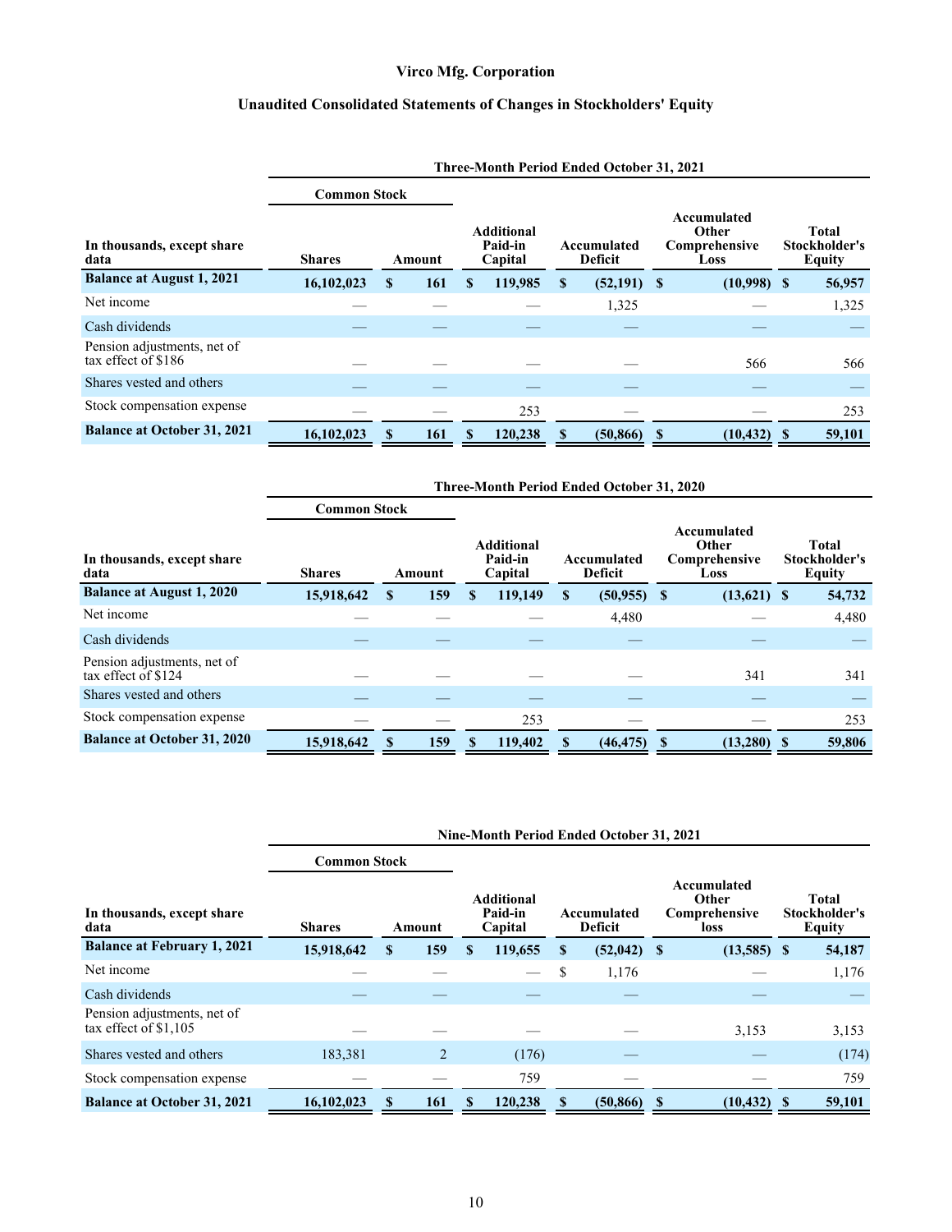# Virco Mfg. Corporation

## Unaudited Consolidated Statements of Changes in Stockholders' Equity

| | Three-Month Period Ended October 31, 2021 | | | | | |
|---|---|---|---|---|---|---|
| | Common Stock | | | | | |
| In thousands, except share data | Shares | Amount | Additional Paid-in Capital | Accumulated Deficit | Accumulated Other Comprehensive Loss | Total Stockholder's Equity |
| **Balance at August 1, 2021** | **16,102,023** | **$ 161** | **$ 119,985** | **$ (52,191)** | **$ (10,998)** | **$ 56,957** |
| Net income | — | — | — | 1,325 | — | 1,325 |
| Cash dividends | — | — | — | — | — | — |
| Pension adjustments, net of tax effect of $186 | — | — | — | — | 566 | 566 |
| Shares vested and others | — | — | — | — | — | — |
| Stock compensation expense | — | — | 253 | — | — | 253 |
| **Balance at October 31, 2021** | **16,102,023** | **$ 161** | **$ 120,238** | **$ (50,866)** | **$ (10,432)** | **$ 59,101** |

| | Three-Month Period Ended October 31, 2020 | | | | | |
|---|---|---|---|---|---|---|
| | Common Stock | | | | | |
| In thousands, except share data | Shares | Amount | Additional Paid-in Capital | Accumulated Deficit | Accumulated Other Comprehensive Loss | Total Stockholder's Equity |
| **Balance at August 1, 2020** | **15,918,642** | **$ 159** | **$ 119,149** | **$ (50,955)** | **$ (13,621)** | **$ 54,732** |
| Net income | — | — | — | 4,480 | — | 4,480 |
| Cash dividends | — | — | — | — | — | — |
| Pension adjustments, net of tax effect of $124 | — | — | — | — | 341 | 341 |
| Shares vested and others | — | — | — | — | — | — |
| Stock compensation expense | — | — | 253 | — | — | 253 |
| **Balance at October 31, 2020** | **15,918,642** | **$ 159** | **$ 119,402** | **$ (46,475)** | **$ (13,280)** | **$ 59,806** |

| | Nine-Month Period Ended October 31, 2021 | | | | | |
|---|---|---|---|---|---|---|
| | Common Stock | | | | | |
| In thousands, except share data | Shares | Amount | Additional Paid-in Capital | Accumulated Deficit | Accumulated Other Comprehensive loss | Total Stockholder's Equity |
| **Balance at February 1, 2021** | **15,918,642** | **$ 159** | **$ 119,655** | **$ (52,042)** | **$ (13,585)** | **$ 54,187** |
| Net income | — | — | — | $ 1,176 | — | 1,176 |
| Cash dividends | — | — | — | — | — | — |
| Pension adjustments, net of tax effect of $1,105 | — | — | — | — | 3,153 | 3,153 |
| Shares vested and others | 183,381 | 2 | (176) | — | — | (174) |
| Stock compensation expense | — | — | 759 | — | — | 759 |
| **Balance at October 31, 2021** | **16,102,023** | **$ 161** | **$ 120,238** | **$ (50,866)** | **$ (10,432)** | **$ 59,101** |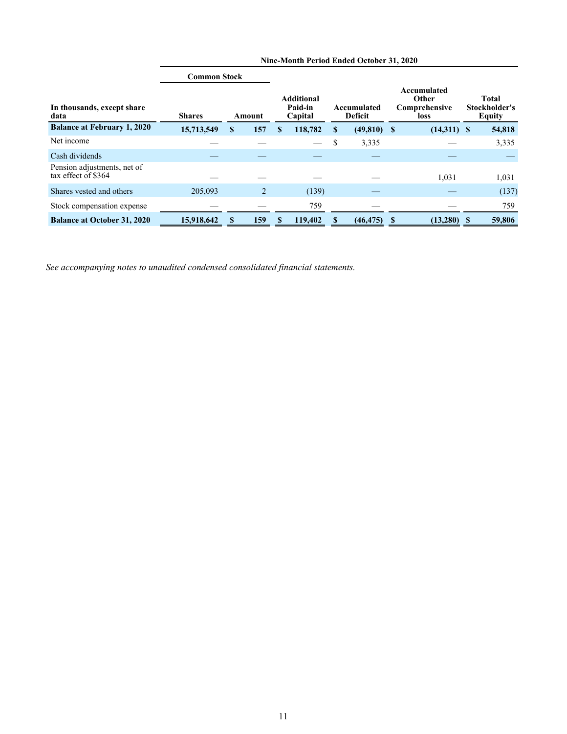| In thousands, except share data | Nine-Month Period Ended October 31, 2020 | | | | | |
|---|---|---|---|---|---|---|
| | Common Stock | | | | | |
| | Shares | Amount | Additional Paid-in Capital | Accumulated Deficit | Accumulated Other Comprehensive loss | Total Stockholder's Equity |
| **Balance at February 1, 2020** | **15,713,549** | **$ 157** | **$ 118,782** | **$ (49,810)** | **$ (14,311)** | **$ 54,818** |
| Net income | — | — | — | $ 3,335 | — | 3,335 |
| Cash dividends | — | — | — | — | — | — |
| Pension adjustments, net of tax effect of $364 | — | — | — | — | 1,031 | 1,031 |
| Shares vested and others | 205,093 | 2 | (139) | — | — | (137) |
| Stock compensation expense | — | — | 759 | — | — | 759 |
| **Balance at October 31, 2020** | **15,918,642** | **$ 159** | **$ 119,402** | **$ (46,475)** | **$ (13,280)** | **$ 59,806** |

*See accompanying notes to unaudited condensed consolidated financial statements.*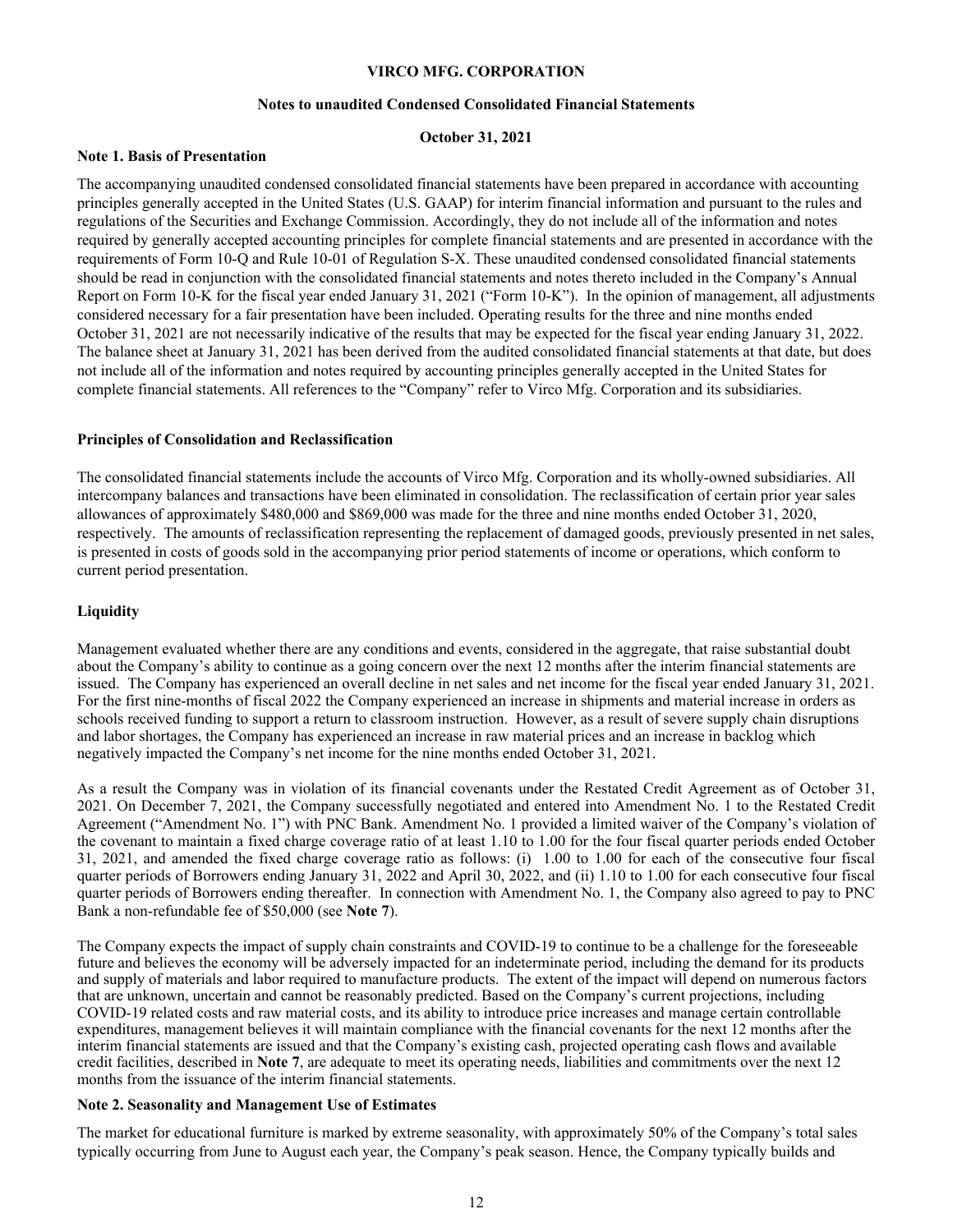**VIRCO MFG. CORPORATION**

**Notes to unaudited Condensed Consolidated Financial Statements**

**October 31, 2021**

## Note 1. Basis of Presentation

The accompanying unaudited condensed consolidated financial statements have been prepared in accordance with accounting principles generally accepted in the United States (U.S. GAAP) for interim financial information and pursuant to the rules and regulations of the Securities and Exchange Commission. Accordingly, they do not include all of the information and notes required by generally accepted accounting principles for complete financial statements and are presented in accordance with the requirements of Form 10-Q and Rule 10-01 of Regulation S-X. These unaudited condensed consolidated financial statements should be read in conjunction with the consolidated financial statements and notes thereto included in the Company's Annual Report on Form 10-K for the fiscal year ended January 31, 2021 ("Form 10-K"). In the opinion of management, all adjustments considered necessary for a fair presentation have been included. Operating results for the three and nine months ended October 31, 2021 are not necessarily indicative of the results that may be expected for the fiscal year ending January 31, 2022. The balance sheet at January 31, 2021 has been derived from the audited consolidated financial statements at that date, but does not include all of the information and notes required by accounting principles generally accepted in the United States for complete financial statements. All references to the "Company" refer to Virco Mfg. Corporation and its subsidiaries.

### Principles of Consolidation and Reclassification

The consolidated financial statements include the accounts of Virco Mfg. Corporation and its wholly-owned subsidiaries. All intercompany balances and transactions have been eliminated in consolidation. The reclassification of certain prior year sales allowances of approximately $480,000 and $869,000 was made for the three and nine months ended October 31, 2020, respectively. The amounts of reclassification representing the replacement of damaged goods, previously presented in net sales, is presented in costs of goods sold in the accompanying prior period statements of income or operations, which conform to current period presentation.

### Liquidity

Management evaluated whether there are any conditions and events, considered in the aggregate, that raise substantial doubt about the Company's ability to continue as a going concern over the next 12 months after the interim financial statements are issued. The Company has experienced an overall decline in net sales and net income for the fiscal year ended January 31, 2021. For the first nine-months of fiscal 2022 the Company experienced an increase in shipments and material increase in orders as schools received funding to support a return to classroom instruction. However, as a result of severe supply chain disruptions and labor shortages, the Company has experienced an increase in raw material prices and an increase in backlog which negatively impacted the Company's net income for the nine months ended October 31, 2021.

As a result the Company was in violation of its financial covenants under the Restated Credit Agreement as of October 31, 2021. On December 7, 2021, the Company successfully negotiated and entered into Amendment No. 1 to the Restated Credit Agreement ("Amendment No. 1") with PNC Bank. Amendment No. 1 provided a limited waiver of the Company's violation of the covenant to maintain a fixed charge coverage ratio of at least 1.10 to 1.00 for the four fiscal quarter periods ended October 31, 2021, and amended the fixed charge coverage ratio as follows: (i) 1.00 to 1.00 for each of the consecutive four fiscal quarter periods of Borrowers ending January 31, 2022 and April 30, 2022, and (ii) 1.10 to 1.00 for each consecutive four fiscal quarter periods of Borrowers ending thereafter. In connection with Amendment No. 1, the Company also agreed to pay to PNC Bank a non-refundable fee of $50,000 (see **Note 7**).

The Company expects the impact of supply chain constraints and COVID-19 to continue to be a challenge for the foreseeable future and believes the economy will be adversely impacted for an indeterminate period, including the demand for its products and supply of materials and labor required to manufacture products. The extent of the impact will depend on numerous factors that are unknown, uncertain and cannot be reasonably predicted. Based on the Company's current projections, including COVID-19 related costs and raw material costs, and its ability to introduce price increases and manage certain controllable expenditures, management believes it will maintain compliance with the financial covenants for the next 12 months after the interim financial statements are issued and that the Company's existing cash, projected operating cash flows and available credit facilities, described in **Note 7**, are adequate to meet its operating needs, liabilities and commitments over the next 12 months from the issuance of the interim financial statements.

## Note 2. Seasonality and Management Use of Estimates

The market for educational furniture is marked by extreme seasonality, with approximately 50% of the Company's total sales typically occurring from June to August each year, the Company's peak season. Hence, the Company typically builds and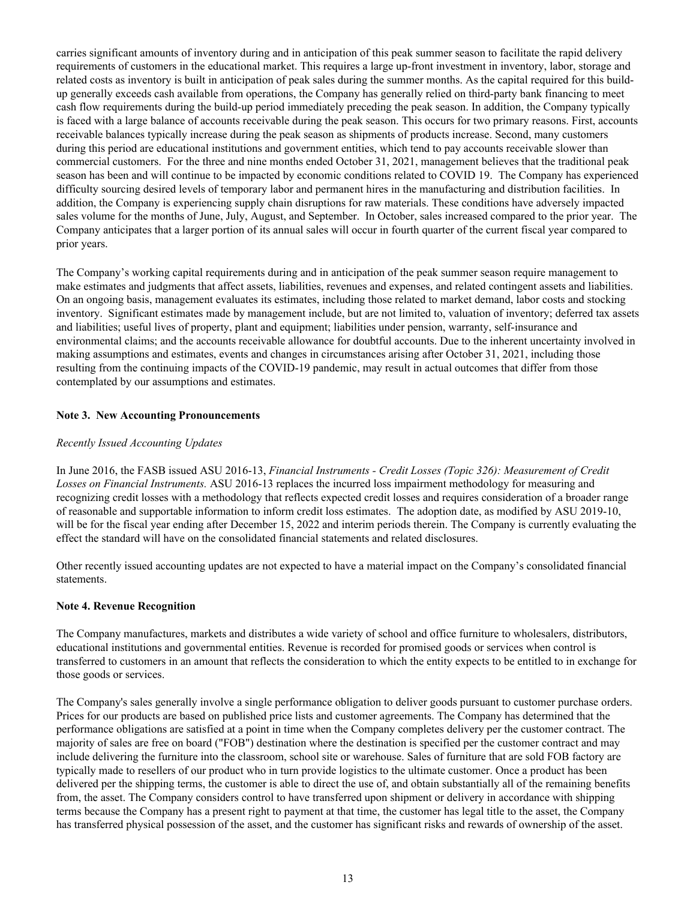carries significant amounts of inventory during and in anticipation of this peak summer season to facilitate the rapid delivery requirements of customers in the educational market. This requires a large up-front investment in inventory, labor, storage and related costs as inventory is built in anticipation of peak sales during the summer months. As the capital required for this build-up generally exceeds cash available from operations, the Company has generally relied on third-party bank financing to meet cash flow requirements during the build-up period immediately preceding the peak season. In addition, the Company typically is faced with a large balance of accounts receivable during the peak season. This occurs for two primary reasons. First, accounts receivable balances typically increase during the peak season as shipments of products increase. Second, many customers during this period are educational institutions and government entities, which tend to pay accounts receivable slower than commercial customers. For the three and nine months ended October 31, 2021, management believes that the traditional peak season has been and will continue to be impacted by economic conditions related to COVID 19. The Company has experienced difficulty sourcing desired levels of temporary labor and permanent hires in the manufacturing and distribution facilities. In addition, the Company is experiencing supply chain disruptions for raw materials. These conditions have adversely impacted sales volume for the months of June, July, August, and September. In October, sales increased compared to the prior year. The Company anticipates that a larger portion of its annual sales will occur in fourth quarter of the current fiscal year compared to prior years.

The Company's working capital requirements during and in anticipation of the peak summer season require management to make estimates and judgments that affect assets, liabilities, revenues and expenses, and related contingent assets and liabilities. On an ongoing basis, management evaluates its estimates, including those related to market demand, labor costs and stocking inventory. Significant estimates made by management include, but are not limited to, valuation of inventory; deferred tax assets and liabilities; useful lives of property, plant and equipment; liabilities under pension, warranty, self-insurance and environmental claims; and the accounts receivable allowance for doubtful accounts. Due to the inherent uncertainty involved in making assumptions and estimates, events and changes in circumstances arising after October 31, 2021, including those resulting from the continuing impacts of the COVID-19 pandemic, may result in actual outcomes that differ from those contemplated by our assumptions and estimates.

**Note 3. New Accounting Pronouncements**

*Recently Issued Accounting Updates*

In June 2016, the FASB issued ASU 2016-13, *Financial Instruments - Credit Losses (Topic 326): Measurement of Credit Losses on Financial Instruments.* ASU 2016-13 replaces the incurred loss impairment methodology for measuring and recognizing credit losses with a methodology that reflects expected credit losses and requires consideration of a broader range of reasonable and supportable information to inform credit loss estimates. The adoption date, as modified by ASU 2019-10, will be for the fiscal year ending after December 15, 2022 and interim periods therein. The Company is currently evaluating the effect the standard will have on the consolidated financial statements and related disclosures.

Other recently issued accounting updates are not expected to have a material impact on the Company's consolidated financial statements.

**Note 4. Revenue Recognition**

The Company manufactures, markets and distributes a wide variety of school and office furniture to wholesalers, distributors, educational institutions and governmental entities. Revenue is recorded for promised goods or services when control is transferred to customers in an amount that reflects the consideration to which the entity expects to be entitled to in exchange for those goods or services.

The Company's sales generally involve a single performance obligation to deliver goods pursuant to customer purchase orders. Prices for our products are based on published price lists and customer agreements. The Company has determined that the performance obligations are satisfied at a point in time when the Company completes delivery per the customer contract. The majority of sales are free on board ("FOB") destination where the destination is specified per the customer contract and may include delivering the furniture into the classroom, school site or warehouse. Sales of furniture that are sold FOB factory are typically made to resellers of our product who in turn provide logistics to the ultimate customer. Once a product has been delivered per the shipping terms, the customer is able to direct the use of, and obtain substantially all of the remaining benefits from, the asset. The Company considers control to have transferred upon shipment or delivery in accordance with shipping terms because the Company has a present right to payment at that time, the customer has legal title to the asset, the Company has transferred physical possession of the asset, and the customer has significant risks and rewards of ownership of the asset.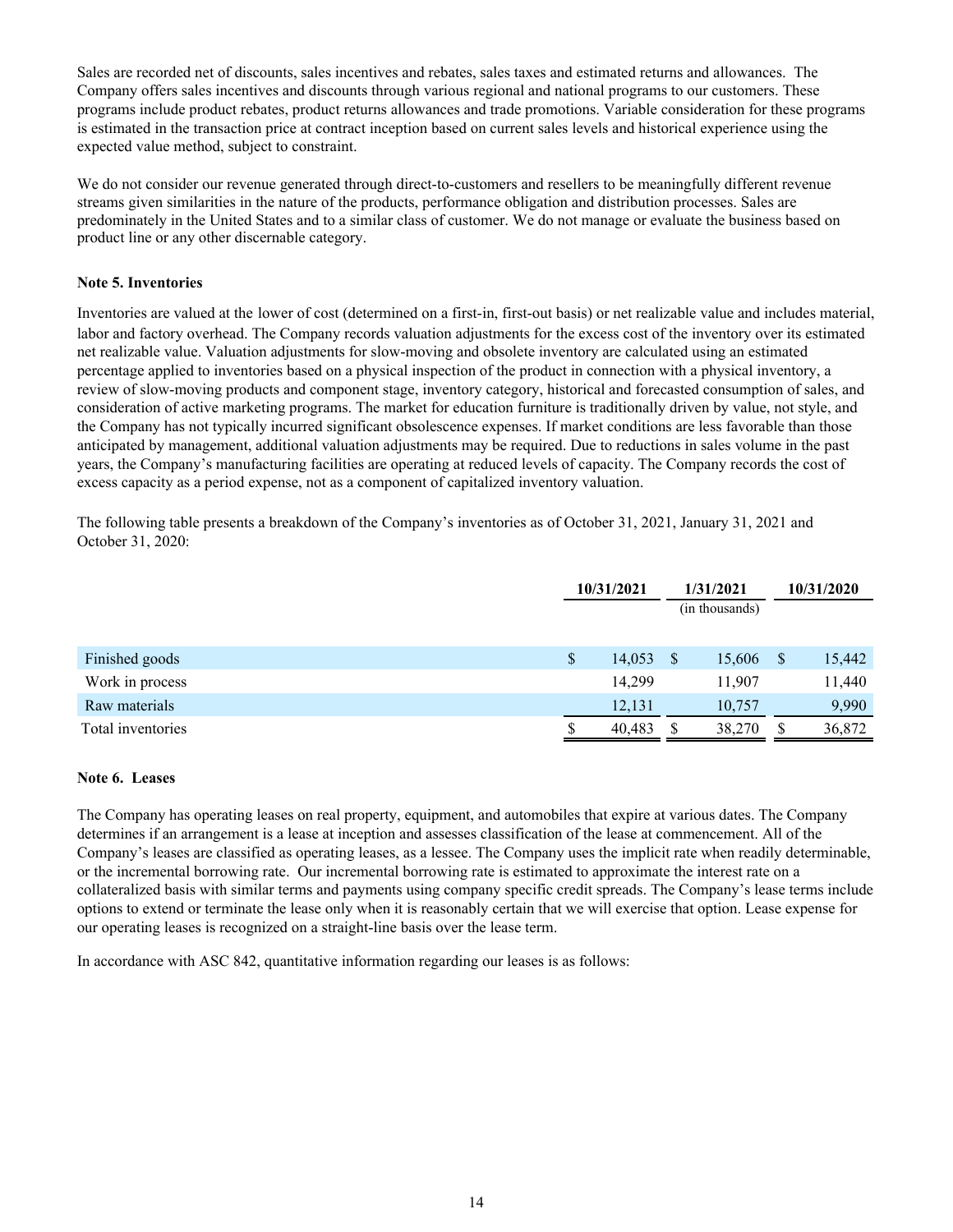Sales are recorded net of discounts, sales incentives and rebates, sales taxes and estimated returns and allowances. The Company offers sales incentives and discounts through various regional and national programs to our customers. These programs include product rebates, product returns allowances and trade promotions. Variable consideration for these programs is estimated in the transaction price at contract inception based on current sales levels and historical experience using the expected value method, subject to constraint.

We do not consider our revenue generated through direct-to-customers and resellers to be meaningfully different revenue streams given similarities in the nature of the products, performance obligation and distribution processes. Sales are predominately in the United States and to a similar class of customer. We do not manage or evaluate the business based on product line or any other discernable category.

**Note 5. Inventories**

Inventories are valued at the lower of cost (determined on a first-in, first-out basis) or net realizable value and includes material, labor and factory overhead. The Company records valuation adjustments for the excess cost of the inventory over its estimated net realizable value. Valuation adjustments for slow-moving and obsolete inventory are calculated using an estimated percentage applied to inventories based on a physical inspection of the product in connection with a physical inventory, a review of slow-moving products and component stage, inventory category, historical and forecasted consumption of sales, and consideration of active marketing programs. The market for education furniture is traditionally driven by value, not style, and the Company has not typically incurred significant obsolescence expenses. If market conditions are less favorable than those anticipated by management, additional valuation adjustments may be required. Due to reductions in sales volume in the past years, the Company's manufacturing facilities are operating at reduced levels of capacity. The Company records the cost of excess capacity as a period expense, not as a component of capitalized inventory valuation.

The following table presents a breakdown of the Company's inventories as of October 31, 2021, January 31, 2021 and October 31, 2020:

| | 10/31/2021 | 1/31/2021 | 10/31/2020 |
|---|---|---|---|
| | | (in thousands) | |
| Finished goods | $ 14,053 | $ 15,606 | $ 15,442 |
| Work in process | 14,299 | 11,907 | 11,440 |
| Raw materials | 12,131 | 10,757 | 9,990 |
| Total inventories | $ 40,483 | $ 38,270 | $ 36,872 |

**Note 6. Leases**

The Company has operating leases on real property, equipment, and automobiles that expire at various dates. The Company determines if an arrangement is a lease at inception and assesses classification of the lease at commencement. All of the Company's leases are classified as operating leases, as a lessee. The Company uses the implicit rate when readily determinable, or the incremental borrowing rate. Our incremental borrowing rate is estimated to approximate the interest rate on a collateralized basis with similar terms and payments using company specific credit spreads. The Company's lease terms include options to extend or terminate the lease only when it is reasonably certain that we will exercise that option. Lease expense for our operating leases is recognized on a straight-line basis over the lease term.

In accordance with ASC 842, quantitative information regarding our leases is as follows: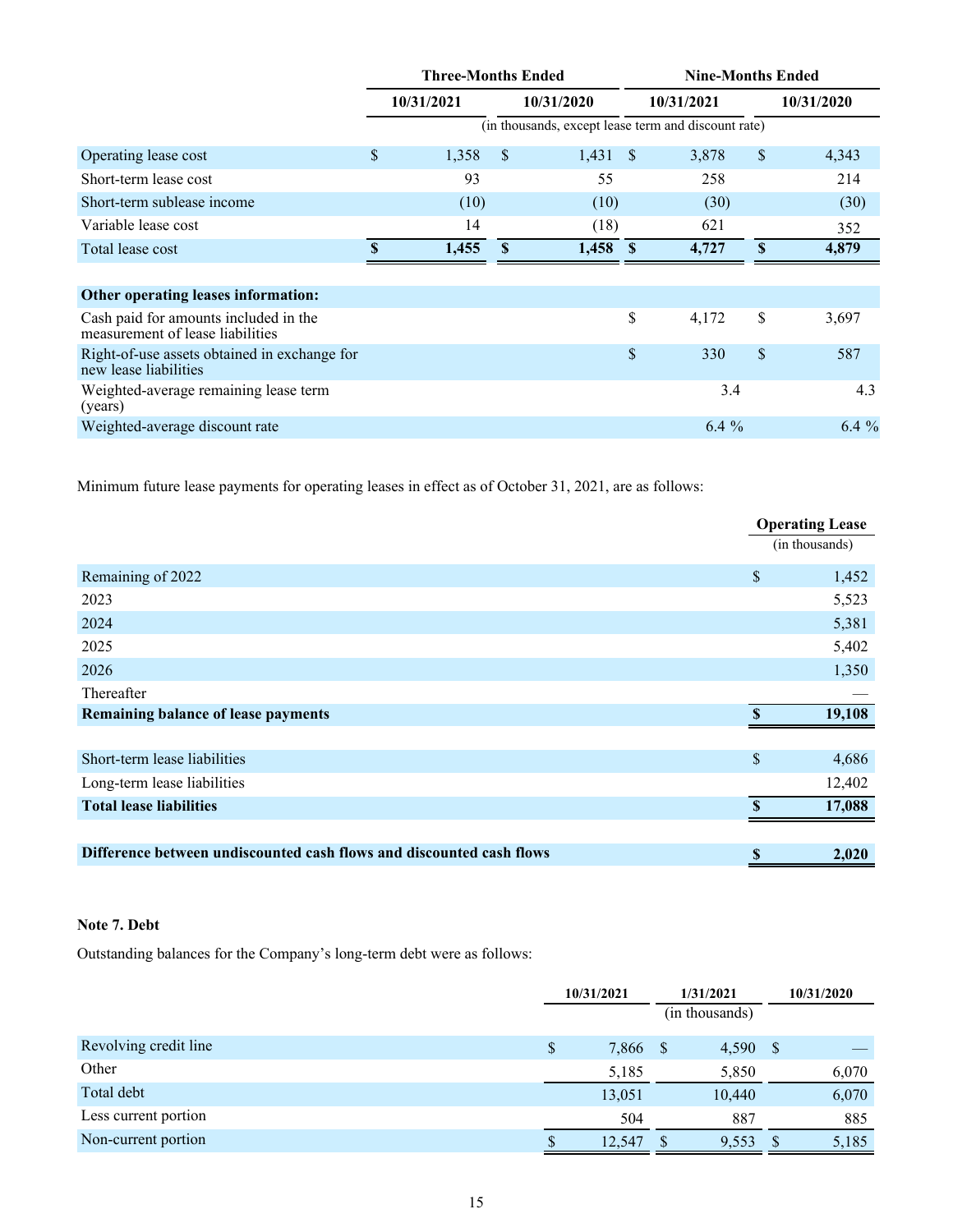| | Three-Months Ended | | Nine-Months Ended | |
|---|---|---|---|---|
| | 10/31/2021 | 10/31/2020 | 10/31/2021 | 10/31/2020 |
| | (in thousands, except lease term and discount rate) | | | |
| Operating lease cost | $ 1,358 | $ 1,431 | $ 3,878 | $ 4,343 |
| Short-term lease cost | 93 | 55 | 258 | 214 |
| Short-term sublease income | (10) | (10) | (30) | (30) |
| Variable lease cost | 14 | (18) | 621 | 352 |
| Total lease cost | **$ 1,455** | **$ 1,458** | **$ 4,727** | **$ 4,879** |
| **Other operating leases information:** | | | | |
| Cash paid for amounts included in the measurement of lease liabilities | | | $ 4,172 | $ 3,697 |
| Right-of-use assets obtained in exchange for new lease liabilities | | | $ 330 | $ 587 |
| Weighted-average remaining lease term (years) | | | 3.4 | 4.3 |
| Weighted-average discount rate | | | 6.4 % | 6.4 % |

Minimum future lease payments for operating leases in effect as of October 31, 2021, are as follows:

| | Operating Lease |
|---|---|
| | (in thousands) |
| Remaining of 2022 | $ 1,452 |
| 2023 | 5,523 |
| 2024 | 5,381 |
| 2025 | 5,402 |
| 2026 | 1,350 |
| Thereafter | — |
| **Remaining balance of lease payments** | **$ 19,108** |
| Short-term lease liabilities | $ 4,686 |
| Long-term lease liabilities | 12,402 |
| **Total lease liabilities** | **$ 17,088** |
| **Difference between undiscounted cash flows and discounted cash flows** | **$ 2,020** |

**Note 7. Debt**

Outstanding balances for the Company's long-term debt were as follows:

| | 10/31/2021 | 1/31/2021 | 10/31/2020 |
|---|---|---|---|
| | | (in thousands) | |
| Revolving credit line | $ 7,866 | $ 4,590 | $ — |
| Other | 5,185 | 5,850 | 6,070 |
| Total debt | 13,051 | 10,440 | 6,070 |
| Less current portion | 504 | 887 | 885 |
| Non-current portion | $ 12,547 | $ 9,553 | $ 5,185 |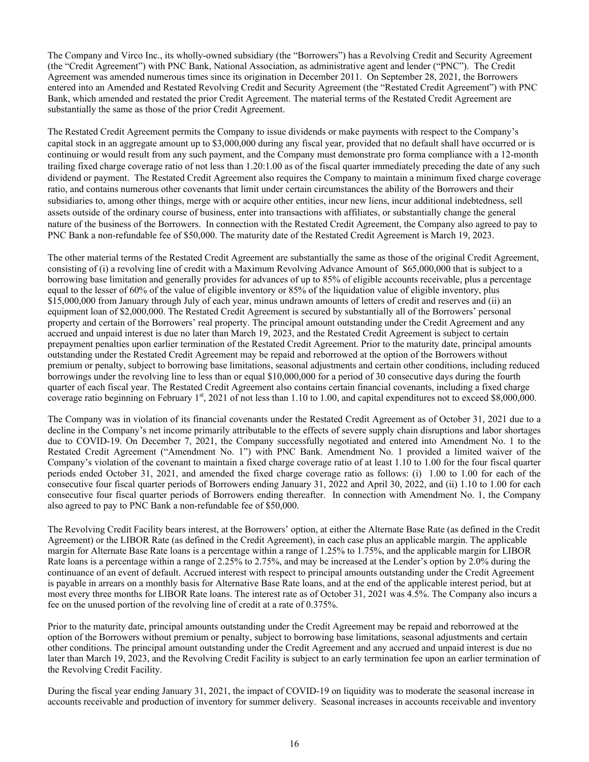The Company and Virco Inc., its wholly-owned subsidiary (the "Borrowers") has a Revolving Credit and Security Agreement (the "Credit Agreement") with PNC Bank, National Association, as administrative agent and lender ("PNC"). The Credit Agreement was amended numerous times since its origination in December 2011. On September 28, 2021, the Borrowers entered into an Amended and Restated Revolving Credit and Security Agreement (the "Restated Credit Agreement") with PNC Bank, which amended and restated the prior Credit Agreement. The material terms of the Restated Credit Agreement are substantially the same as those of the prior Credit Agreement.

The Restated Credit Agreement permits the Company to issue dividends or make payments with respect to the Company's capital stock in an aggregate amount up to $3,000,000 during any fiscal year, provided that no default shall have occurred or is continuing or would result from any such payment, and the Company must demonstrate pro forma compliance with a 12-month trailing fixed charge coverage ratio of not less than 1.20:1.00 as of the fiscal quarter immediately preceding the date of any such dividend or payment. The Restated Credit Agreement also requires the Company to maintain a minimum fixed charge coverage ratio, and contains numerous other covenants that limit under certain circumstances the ability of the Borrowers and their subsidiaries to, among other things, merge with or acquire other entities, incur new liens, incur additional indebtedness, sell assets outside of the ordinary course of business, enter into transactions with affiliates, or substantially change the general nature of the business of the Borrowers. In connection with the Restated Credit Agreement, the Company also agreed to pay to PNC Bank a non-refundable fee of $50,000. The maturity date of the Restated Credit Agreement is March 19, 2023.

The other material terms of the Restated Credit Agreement are substantially the same as those of the original Credit Agreement, consisting of (i) a revolving line of credit with a Maximum Revolving Advance Amount of $65,000,000 that is subject to a borrowing base limitation and generally provides for advances of up to 85% of eligible accounts receivable, plus a percentage equal to the lesser of 60% of the value of eligible inventory or 85% of the liquidation value of eligible inventory, plus $15,000,000 from January through July of each year, minus undrawn amounts of letters of credit and reserves and (ii) an equipment loan of $2,000,000. The Restated Credit Agreement is secured by substantially all of the Borrowers' personal property and certain of the Borrowers' real property. The principal amount outstanding under the Credit Agreement and any accrued and unpaid interest is due no later than March 19, 2023, and the Restated Credit Agreement is subject to certain prepayment penalties upon earlier termination of the Restated Credit Agreement. Prior to the maturity date, principal amounts outstanding under the Restated Credit Agreement may be repaid and reborrowed at the option of the Borrowers without premium or penalty, subject to borrowing base limitations, seasonal adjustments and certain other conditions, including reduced borrowings under the revolving line to less than or equal $10,000,000 for a period of 30 consecutive days during the fourth quarter of each fiscal year. The Restated Credit Agreement also contains certain financial covenants, including a fixed charge coverage ratio beginning on February 1st, 2021 of not less than 1.10 to 1.00, and capital expenditures not to exceed $8,000,000.

The Company was in violation of its financial covenants under the Restated Credit Agreement as of October 31, 2021 due to a decline in the Company's net income primarily attributable to the effects of severe supply chain disruptions and labor shortages due to COVID-19. On December 7, 2021, the Company successfully negotiated and entered into Amendment No. 1 to the Restated Credit Agreement ("Amendment No. 1") with PNC Bank. Amendment No. 1 provided a limited waiver of the Company's violation of the covenant to maintain a fixed charge coverage ratio of at least 1.10 to 1.00 for the four fiscal quarter periods ended October 31, 2021, and amended the fixed charge coverage ratio as follows: (i) 1.00 to 1.00 for each of the consecutive four fiscal quarter periods of Borrowers ending January 31, 2022 and April 30, 2022, and (ii) 1.10 to 1.00 for each consecutive four fiscal quarter periods of Borrowers ending thereafter. In connection with Amendment No. 1, the Company also agreed to pay to PNC Bank a non-refundable fee of $50,000.

The Revolving Credit Facility bears interest, at the Borrowers' option, at either the Alternate Base Rate (as defined in the Credit Agreement) or the LIBOR Rate (as defined in the Credit Agreement), in each case plus an applicable margin. The applicable margin for Alternate Base Rate loans is a percentage within a range of 1.25% to 1.75%, and the applicable margin for LIBOR Rate loans is a percentage within a range of 2.25% to 2.75%, and may be increased at the Lender's option by 2.0% during the continuance of an event of default. Accrued interest with respect to principal amounts outstanding under the Credit Agreement is payable in arrears on a monthly basis for Alternative Base Rate loans, and at the end of the applicable interest period, but at most every three months for LIBOR Rate loans. The interest rate as of October 31, 2021 was 4.5%. The Company also incurs a fee on the unused portion of the revolving line of credit at a rate of 0.375%.

Prior to the maturity date, principal amounts outstanding under the Credit Agreement may be repaid and reborrowed at the option of the Borrowers without premium or penalty, subject to borrowing base limitations, seasonal adjustments and certain other conditions. The principal amount outstanding under the Credit Agreement and any accrued and unpaid interest is due no later than March 19, 2023, and the Revolving Credit Facility is subject to an early termination fee upon an earlier termination of the Revolving Credit Facility.

During the fiscal year ending January 31, 2021, the impact of COVID-19 on liquidity was to moderate the seasonal increase in accounts receivable and production of inventory for summer delivery. Seasonal increases in accounts receivable and inventory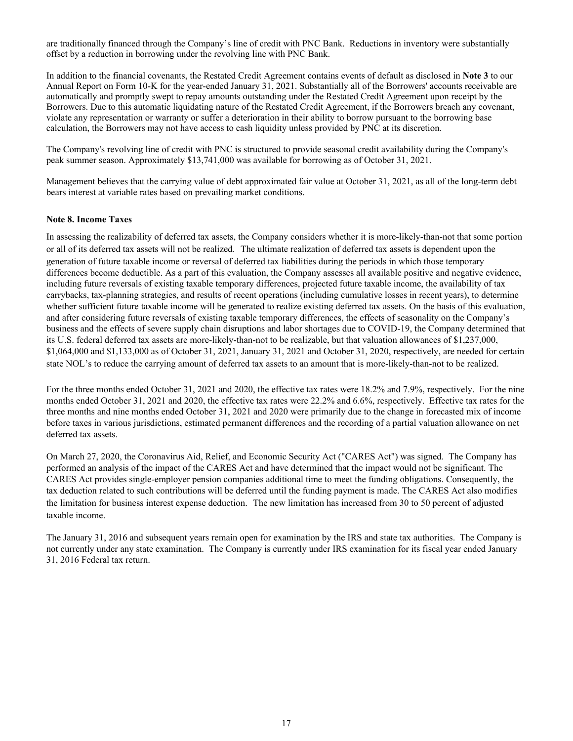are traditionally financed through the Company's line of credit with PNC Bank. Reductions in inventory were substantially offset by a reduction in borrowing under the revolving line with PNC Bank.

In addition to the financial covenants, the Restated Credit Agreement contains events of default as disclosed in **Note 3** to our Annual Report on Form 10-K for the year-ended January 31, 2021. Substantially all of the Borrowers' accounts receivable are automatically and promptly swept to repay amounts outstanding under the Restated Credit Agreement upon receipt by the Borrowers. Due to this automatic liquidating nature of the Restated Credit Agreement, if the Borrowers breach any covenant, violate any representation or warranty or suffer a deterioration in their ability to borrow pursuant to the borrowing base calculation, the Borrowers may not have access to cash liquidity unless provided by PNC at its discretion.

The Company's revolving line of credit with PNC is structured to provide seasonal credit availability during the Company's peak summer season. Approximately $13,741,000 was available for borrowing as of October 31, 2021.

Management believes that the carrying value of debt approximated fair value at October 31, 2021, as all of the long-term debt bears interest at variable rates based on prevailing market conditions.

**Note 8. Income Taxes**

In assessing the realizability of deferred tax assets, the Company considers whether it is more-likely-than-not that some portion or all of its deferred tax assets will not be realized. The ultimate realization of deferred tax assets is dependent upon the generation of future taxable income or reversal of deferred tax liabilities during the periods in which those temporary differences become deductible. As a part of this evaluation, the Company assesses all available positive and negative evidence, including future reversals of existing taxable temporary differences, projected future taxable income, the availability of tax carrybacks, tax-planning strategies, and results of recent operations (including cumulative losses in recent years), to determine whether sufficient future taxable income will be generated to realize existing deferred tax assets. On the basis of this evaluation, and after considering future reversals of existing taxable temporary differences, the effects of seasonality on the Company's business and the effects of severe supply chain disruptions and labor shortages due to COVID-19, the Company determined that its U.S. federal deferred tax assets are more-likely-than-not to be realizable, but that valuation allowances of $1,237,000, $1,064,000 and $1,133,000 as of October 31, 2021, January 31, 2021 and October 31, 2020, respectively, are needed for certain state NOL's to reduce the carrying amount of deferred tax assets to an amount that is more-likely-than-not to be realized.

For the three months ended October 31, 2021 and 2020, the effective tax rates were 18.2% and 7.9%, respectively. For the nine months ended October 31, 2021 and 2020, the effective tax rates were 22.2% and 6.6%, respectively. Effective tax rates for the three months and nine months ended October 31, 2021 and 2020 were primarily due to the change in forecasted mix of income before taxes in various jurisdictions, estimated permanent differences and the recording of a partial valuation allowance on net deferred tax assets.

On March 27, 2020, the Coronavirus Aid, Relief, and Economic Security Act ("CARES Act") was signed. The Company has performed an analysis of the impact of the CARES Act and have determined that the impact would not be significant. The CARES Act provides single-employer pension companies additional time to meet the funding obligations. Consequently, the tax deduction related to such contributions will be deferred until the funding payment is made. The CARES Act also modifies the limitation for business interest expense deduction. The new limitation has increased from 30 to 50 percent of adjusted taxable income.

The January 31, 2016 and subsequent years remain open for examination by the IRS and state tax authorities. The Company is not currently under any state examination. The Company is currently under IRS examination for its fiscal year ended January 31, 2016 Federal tax return.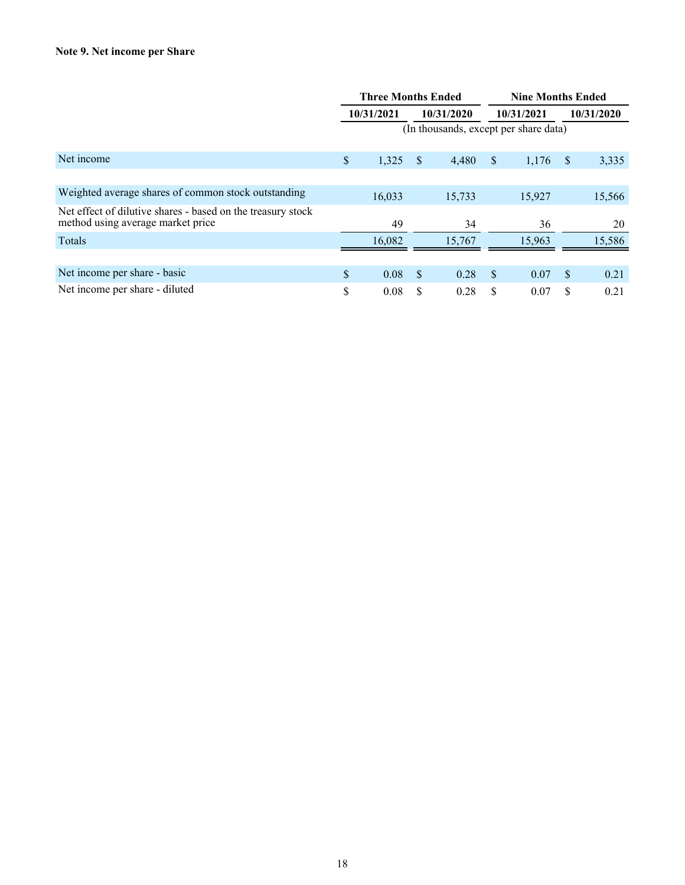**Note 9. Net income per Share**

| | Three Months Ended | | Nine Months Ended | |
|---|---|---|---|---|
| | 10/31/2021 | 10/31/2020 | 10/31/2021 | 10/31/2020 |
| | (In thousands, except per share data) | | | |
| Net income | $ 1,325 | $ 4,480 | $ 1,176 | $ 3,335 |
| Weighted average shares of common stock outstanding | 16,033 | 15,733 | 15,927 | 15,566 |
| Net effect of dilutive shares - based on the treasury stock method using average market price | 49 | 34 | 36 | 20 |
| Totals | 16,082 | 15,767 | 15,963 | 15,586 |
| Net income per share - basic | $ 0.08 | $ 0.28 | $ 0.07 | $ 0.21 |
| Net income per share - diluted | $ 0.08 | $ 0.28 | $ 0.07 | $ 0.21 |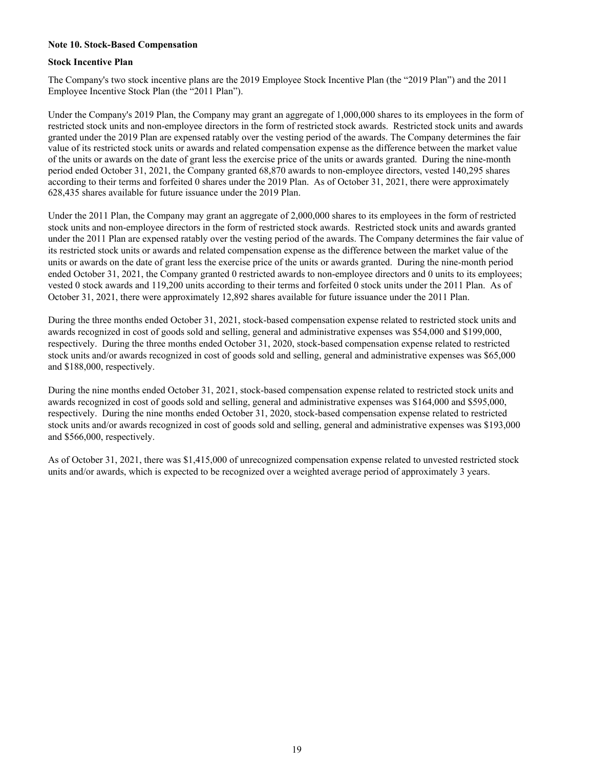**Note 10. Stock-Based Compensation**

**Stock Incentive Plan**

The Company's two stock incentive plans are the 2019 Employee Stock Incentive Plan (the "2019 Plan") and the 2011 Employee Incentive Stock Plan (the "2011 Plan").

Under the Company's 2019 Plan, the Company may grant an aggregate of 1,000,000 shares to its employees in the form of restricted stock units and non-employee directors in the form of restricted stock awards. Restricted stock units and awards granted under the 2019 Plan are expensed ratably over the vesting period of the awards. The Company determines the fair value of its restricted stock units or awards and related compensation expense as the difference between the market value of the units or awards on the date of grant less the exercise price of the units or awards granted. During the nine-month period ended October 31, 2021, the Company granted 68,870 awards to non-employee directors, vested 140,295 shares according to their terms and forfeited 0 shares under the 2019 Plan. As of October 31, 2021, there were approximately 628,435 shares available for future issuance under the 2019 Plan.

Under the 2011 Plan, the Company may grant an aggregate of 2,000,000 shares to its employees in the form of restricted stock units and non-employee directors in the form of restricted stock awards. Restricted stock units and awards granted under the 2011 Plan are expensed ratably over the vesting period of the awards. The Company determines the fair value of its restricted stock units or awards and related compensation expense as the difference between the market value of the units or awards on the date of grant less the exercise price of the units or awards granted. During the nine-month period ended October 31, 2021, the Company granted 0 restricted awards to non-employee directors and 0 units to its employees; vested 0 stock awards and 119,200 units according to their terms and forfeited 0 stock units under the 2011 Plan. As of October 31, 2021, there were approximately 12,892 shares available for future issuance under the 2011 Plan.

During the three months ended October 31, 2021, stock-based compensation expense related to restricted stock units and awards recognized in cost of goods sold and selling, general and administrative expenses was $54,000 and $199,000, respectively. During the three months ended October 31, 2020, stock-based compensation expense related to restricted stock units and/or awards recognized in cost of goods sold and selling, general and administrative expenses was $65,000 and $188,000, respectively.

During the nine months ended October 31, 2021, stock-based compensation expense related to restricted stock units and awards recognized in cost of goods sold and selling, general and administrative expenses was $164,000 and $595,000, respectively. During the nine months ended October 31, 2020, stock-based compensation expense related to restricted stock units and/or awards recognized in cost of goods sold and selling, general and administrative expenses was $193,000 and $566,000, respectively.

As of October 31, 2021, there was $1,415,000 of unrecognized compensation expense related to unvested restricted stock units and/or awards, which is expected to be recognized over a weighted average period of approximately 3 years.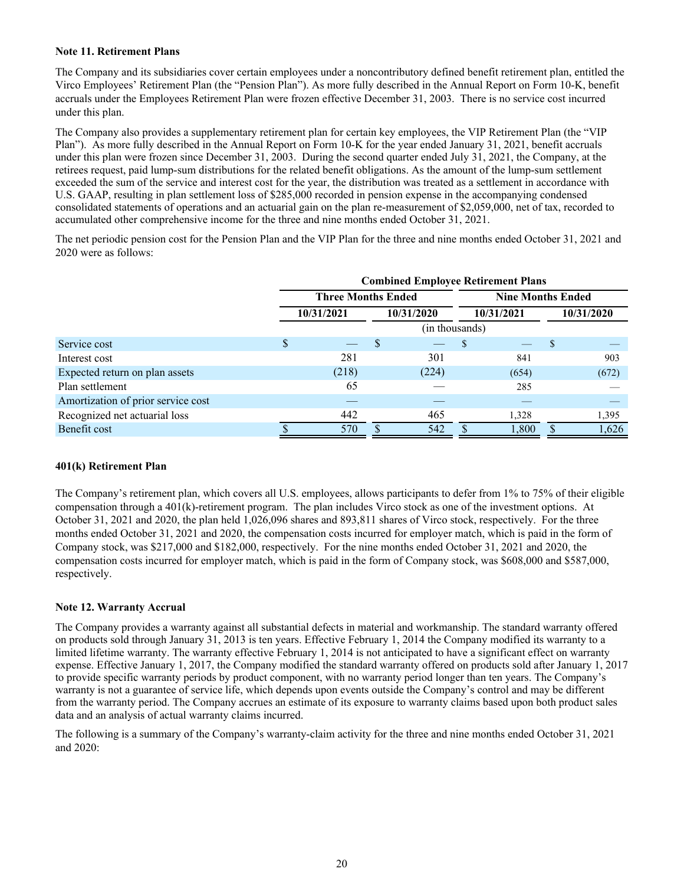**Note 11. Retirement Plans**

The Company and its subsidiaries cover certain employees under a noncontributory defined benefit retirement plan, entitled the Virco Employees' Retirement Plan (the "Pension Plan"). As more fully described in the Annual Report on Form 10-K, benefit accruals under the Employees Retirement Plan were frozen effective December 31, 2003. There is no service cost incurred under this plan.

The Company also provides a supplementary retirement plan for certain key employees, the VIP Retirement Plan (the "VIP Plan"). As more fully described in the Annual Report on Form 10-K for the year ended January 31, 2021, benefit accruals under this plan were frozen since December 31, 2003. During the second quarter ended July 31, 2021, the Company, at the retirees request, paid lump-sum distributions for the related benefit obligations. As the amount of the lump-sum settlement exceeded the sum of the service and interest cost for the year, the distribution was treated as a settlement in accordance with U.S. GAAP, resulting in plan settlement loss of $285,000 recorded in pension expense in the accompanying condensed consolidated statements of operations and an actuarial gain on the plan re-measurement of $2,059,000, net of tax, recorded to accumulated other comprehensive income for the three and nine months ended October 31, 2021.

The net periodic pension cost for the Pension Plan and the VIP Plan for the three and nine months ended October 31, 2021 and 2020 were as follows:

| | Combined Employee Retirement Plans | | | |
|---|---|---|---|---|
| | Three Months Ended | | Nine Months Ended | |
| | 10/31/2021 | 10/31/2020 | 10/31/2021 | 10/31/2020 |
| | (in thousands) | | | |
| Service cost | $ — | $ — | $ — | $ — |
| Interest cost | 281 | 301 | 841 | 903 |
| Expected return on plan assets | (218) | (224) | (654) | (672) |
| Plan settlement | 65 | — | 285 | — |
| Amortization of prior service cost | — | — | — | — |
| Recognized net actuarial loss | 442 | 465 | 1,328 | 1,395 |
| Benefit cost | $ 570 | $ 542 | $ 1,800 | $ 1,626 |

**401(k) Retirement Plan**

The Company's retirement plan, which covers all U.S. employees, allows participants to defer from 1% to 75% of their eligible compensation through a 401(k)-retirement program. The plan includes Virco stock as one of the investment options. At October 31, 2021 and 2020, the plan held 1,026,096 shares and 893,811 shares of Virco stock, respectively. For the three months ended October 31, 2021 and 2020, the compensation costs incurred for employer match, which is paid in the form of Company stock, was $217,000 and $182,000, respectively. For the nine months ended October 31, 2021 and 2020, the compensation costs incurred for employer match, which is paid in the form of Company stock, was $608,000 and $587,000, respectively.

**Note 12. Warranty Accrual**

The Company provides a warranty against all substantial defects in material and workmanship. The standard warranty offered on products sold through January 31, 2013 is ten years. Effective February 1, 2014 the Company modified its warranty to a limited lifetime warranty. The warranty effective February 1, 2014 is not anticipated to have a significant effect on warranty expense. Effective January 1, 2017, the Company modified the standard warranty offered on products sold after January 1, 2017 to provide specific warranty periods by product component, with no warranty period longer than ten years. The Company's warranty is not a guarantee of service life, which depends upon events outside the Company's control and may be different from the warranty period. The Company accrues an estimate of its exposure to warranty claims based upon both product sales data and an analysis of actual warranty claims incurred.

The following is a summary of the Company's warranty-claim activity for the three and nine months ended October 31, 2021 and 2020: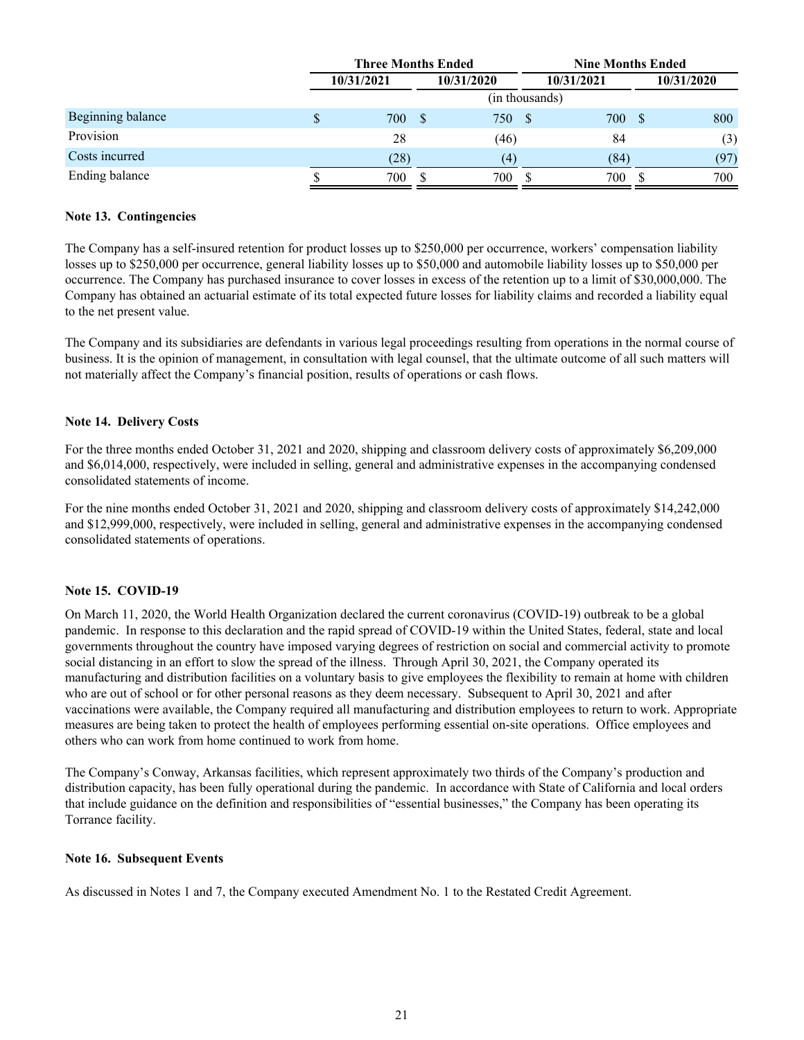| | Three Months Ended | | Nine Months Ended | |
|---|---|---|---|---|
| | 10/31/2021 | 10/31/2020 | 10/31/2021 | 10/31/2020 |
| | (in thousands) | | | |
| Beginning balance | $ 700 | $ 750 | $ 700 | $ 800 |
| Provision | 28 | (46) | 84 | (3) |
| Costs incurred | (28) | (4) | (84) | (97) |
| Ending balance | $ 700 | $ 700 | $ 700 | $ 700 |

**Note 13. Contingencies**

The Company has a self-insured retention for product losses up to $250,000 per occurrence, workers' compensation liability losses up to $250,000 per occurrence, general liability losses up to $50,000 and automobile liability losses up to $50,000 per occurrence. The Company has purchased insurance to cover losses in excess of the retention up to a limit of $30,000,000. The Company has obtained an actuarial estimate of its total expected future losses for liability claims and recorded a liability equal to the net present value.

The Company and its subsidiaries are defendants in various legal proceedings resulting from operations in the normal course of business. It is the opinion of management, in consultation with legal counsel, that the ultimate outcome of all such matters will not materially affect the Company's financial position, results of operations or cash flows.

**Note 14. Delivery Costs**

For the three months ended October 31, 2021 and 2020, shipping and classroom delivery costs of approximately $6,209,000 and $6,014,000, respectively, were included in selling, general and administrative expenses in the accompanying condensed consolidated statements of income.

For the nine months ended October 31, 2021 and 2020, shipping and classroom delivery costs of approximately $14,242,000 and $12,999,000, respectively, were included in selling, general and administrative expenses in the accompanying condensed consolidated statements of operations.

**Note 15. COVID-19**

On March 11, 2020, the World Health Organization declared the current coronavirus (COVID-19) outbreak to be a global pandemic. In response to this declaration and the rapid spread of COVID-19 within the United States, federal, state and local governments throughout the country have imposed varying degrees of restriction on social and commercial activity to promote social distancing in an effort to slow the spread of the illness. Through April 30, 2021, the Company operated its manufacturing and distribution facilities on a voluntary basis to give employees the flexibility to remain at home with children who are out of school or for other personal reasons as they deem necessary. Subsequent to April 30, 2021 and after vaccinations were available, the Company required all manufacturing and distribution employees to return to work. Appropriate measures are being taken to protect the health of employees performing essential on-site operations. Office employees and others who can work from home continued to work from home.

The Company's Conway, Arkansas facilities, which represent approximately two thirds of the Company's production and distribution capacity, has been fully operational during the pandemic. In accordance with State of California and local orders that include guidance on the definition and responsibilities of "essential businesses," the Company has been operating its Torrance facility.

**Note 16. Subsequent Events**

As discussed in Notes 1 and 7, the Company executed Amendment No. 1 to the Restated Credit Agreement.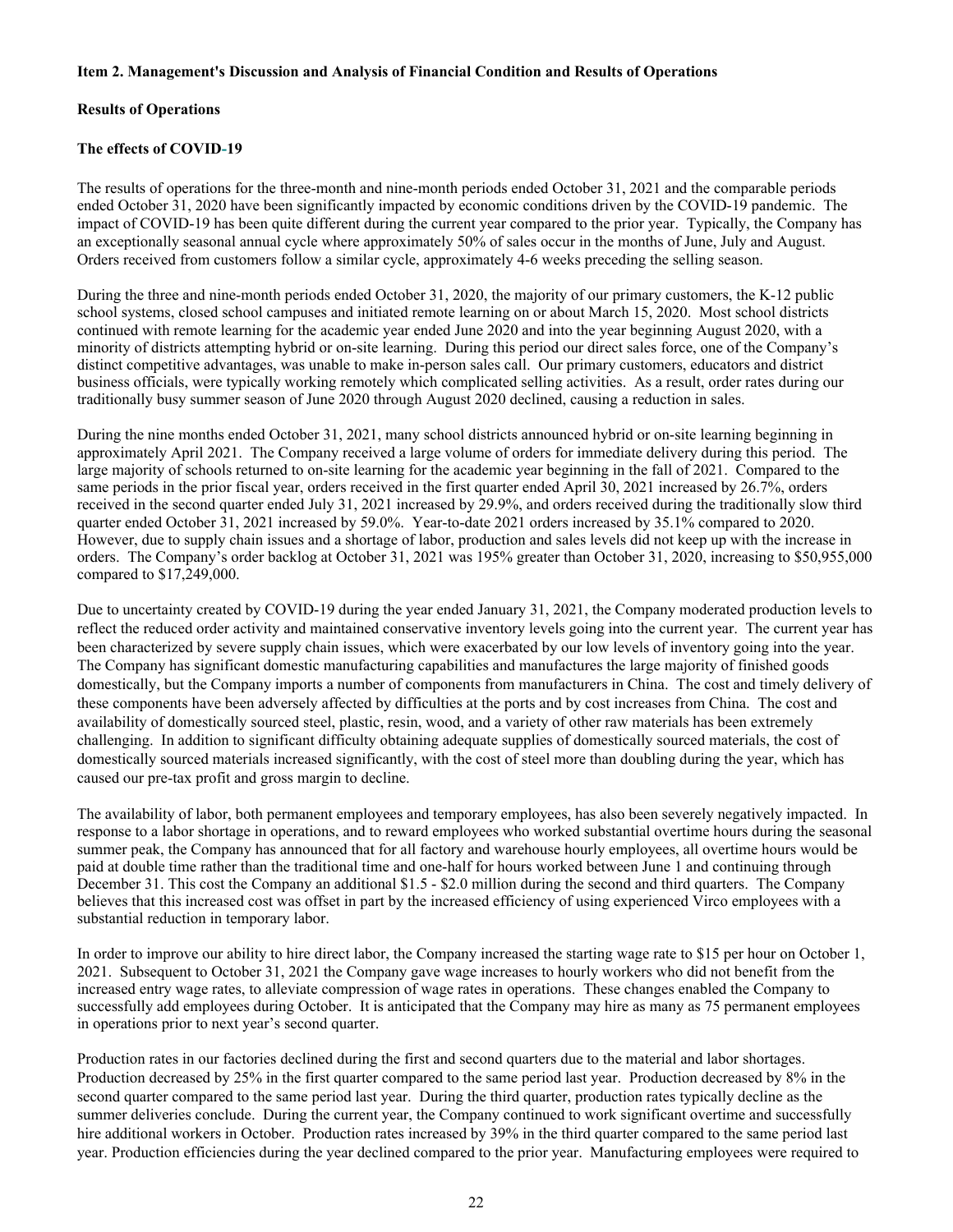**Item 2. Management's Discussion and Analysis of Financial Condition and Results of Operations**

**Results of Operations**

**The effects of COVID-19**

The results of operations for the three-month and nine-month periods ended October 31, 2021 and the comparable periods ended October 31, 2020 have been significantly impacted by economic conditions driven by the COVID-19 pandemic. The impact of COVID-19 has been quite different during the current year compared to the prior year. Typically, the Company has an exceptionally seasonal annual cycle where approximately 50% of sales occur in the months of June, July and August. Orders received from customers follow a similar cycle, approximately 4-6 weeks preceding the selling season.

During the three and nine-month periods ended October 31, 2020, the majority of our primary customers, the K-12 public school systems, closed school campuses and initiated remote learning on or about March 15, 2020. Most school districts continued with remote learning for the academic year ended June 2020 and into the year beginning August 2020, with a minority of districts attempting hybrid or on-site learning. During this period our direct sales force, one of the Company's distinct competitive advantages, was unable to make in-person sales call. Our primary customers, educators and district business officials, were typically working remotely which complicated selling activities. As a result, order rates during our traditionally busy summer season of June 2020 through August 2020 declined, causing a reduction in sales.

During the nine months ended October 31, 2021, many school districts announced hybrid or on-site learning beginning in approximately April 2021. The Company received a large volume of orders for immediate delivery during this period. The large majority of schools returned to on-site learning for the academic year beginning in the fall of 2021. Compared to the same periods in the prior fiscal year, orders received in the first quarter ended April 30, 2021 increased by 26.7%, orders received in the second quarter ended July 31, 2021 increased by 29.9%, and orders received during the traditionally slow third quarter ended October 31, 2021 increased by 59.0%. Year-to-date 2021 orders increased by 35.1% compared to 2020. However, due to supply chain issues and a shortage of labor, production and sales levels did not keep up with the increase in orders. The Company's order backlog at October 31, 2021 was 195% greater than October 31, 2020, increasing to $50,955,000 compared to $17,249,000.

Due to uncertainty created by COVID-19 during the year ended January 31, 2021, the Company moderated production levels to reflect the reduced order activity and maintained conservative inventory levels going into the current year. The current year has been characterized by severe supply chain issues, which were exacerbated by our low levels of inventory going into the year. The Company has significant domestic manufacturing capabilities and manufactures the large majority of finished goods domestically, but the Company imports a number of components from manufacturers in China. The cost and timely delivery of these components have been adversely affected by difficulties at the ports and by cost increases from China. The cost and availability of domestically sourced steel, plastic, resin, wood, and a variety of other raw materials has been extremely challenging. In addition to significant difficulty obtaining adequate supplies of domestically sourced materials, the cost of domestically sourced materials increased significantly, with the cost of steel more than doubling during the year, which has caused our pre-tax profit and gross margin to decline.

The availability of labor, both permanent employees and temporary employees, has also been severely negatively impacted. In response to a labor shortage in operations, and to reward employees who worked substantial overtime hours during the seasonal summer peak, the Company has announced that for all factory and warehouse hourly employees, all overtime hours would be paid at double time rather than the traditional time and one-half for hours worked between June 1 and continuing through December 31. This cost the Company an additional $1.5 - $2.0 million during the second and third quarters. The Company believes that this increased cost was offset in part by the increased efficiency of using experienced Virco employees with a substantial reduction in temporary labor.

In order to improve our ability to hire direct labor, the Company increased the starting wage rate to $15 per hour on October 1, 2021. Subsequent to October 31, 2021 the Company gave wage increases to hourly workers who did not benefit from the increased entry wage rates, to alleviate compression of wage rates in operations. These changes enabled the Company to successfully add employees during October. It is anticipated that the Company may hire as many as 75 permanent employees in operations prior to next year's second quarter.

Production rates in our factories declined during the first and second quarters due to the material and labor shortages. Production decreased by 25% in the first quarter compared to the same period last year. Production decreased by 8% in the second quarter compared to the same period last year. During the third quarter, production rates typically decline as the summer deliveries conclude. During the current year, the Company continued to work significant overtime and successfully hire additional workers in October. Production rates increased by 39% in the third quarter compared to the same period last year. Production efficiencies during the year declined compared to the prior year. Manufacturing employees were required to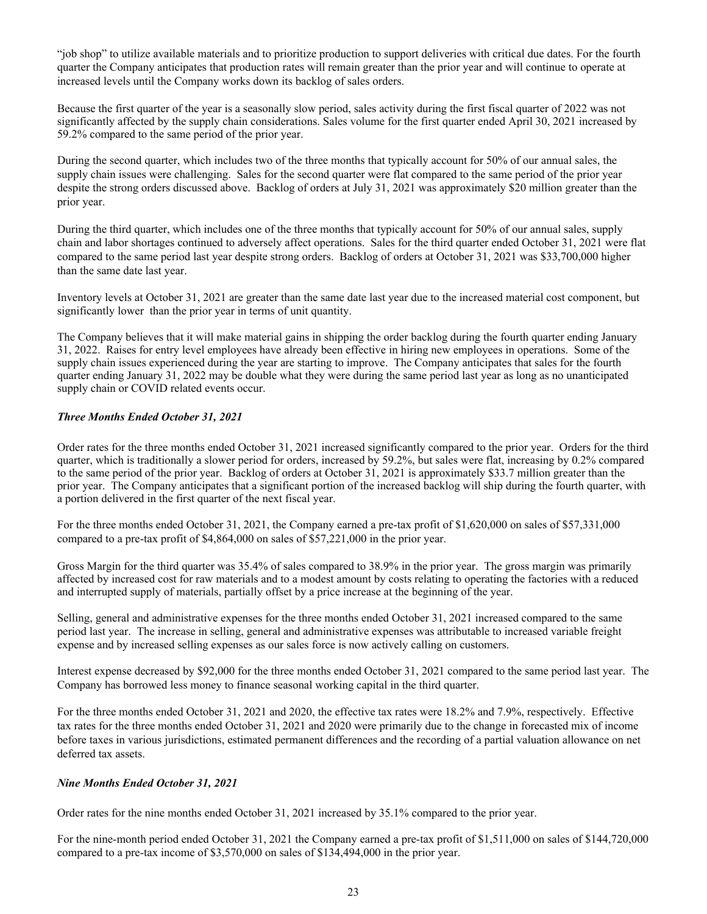"job shop" to utilize available materials and to prioritize production to support deliveries with critical due dates. For the fourth quarter the Company anticipates that production rates will remain greater than the prior year and will continue to operate at increased levels until the Company works down its backlog of sales orders.

Because the first quarter of the year is a seasonally slow period, sales activity during the first fiscal quarter of 2022 was not significantly affected by the supply chain considerations. Sales volume for the first quarter ended April 30, 2021 increased by 59.2% compared to the same period of the prior year.

During the second quarter, which includes two of the three months that typically account for 50% of our annual sales, the supply chain issues were challenging. Sales for the second quarter were flat compared to the same period of the prior year despite the strong orders discussed above. Backlog of orders at July 31, 2021 was approximately $20 million greater than the prior year.

During the third quarter, which includes one of the three months that typically account for 50% of our annual sales, supply chain and labor shortages continued to adversely affect operations. Sales for the third quarter ended October 31, 2021 were flat compared to the same period last year despite strong orders. Backlog of orders at October 31, 2021 was $33,700,000 higher than the same date last year.

Inventory levels at October 31, 2021 are greater than the same date last year due to the increased material cost component, but significantly lower than the prior year in terms of unit quantity.

The Company believes that it will make material gains in shipping the order backlog during the fourth quarter ending January 31, 2022. Raises for entry level employees have already been effective in hiring new employees in operations. Some of the supply chain issues experienced during the year are starting to improve. The Company anticipates that sales for the fourth quarter ending January 31, 2022 may be double what they were during the same period last year as long as no unanticipated supply chain or COVID related events occur.

### *Three Months Ended October 31, 2021*

Order rates for the three months ended October 31, 2021 increased significantly compared to the prior year. Orders for the third quarter, which is traditionally a slower period for orders, increased by 59.2%, but sales were flat, increasing by 0.2% compared to the same period of the prior year. Backlog of orders at October 31, 2021 is approximately $33.7 million greater than the prior year. The Company anticipates that a significant portion of the increased backlog will ship during the fourth quarter, with a portion delivered in the first quarter of the next fiscal year.

For the three months ended October 31, 2021, the Company earned a pre-tax profit of $1,620,000 on sales of $57,331,000 compared to a pre-tax profit of $4,864,000 on sales of $57,221,000 in the prior year.

Gross Margin for the third quarter was 35.4% of sales compared to 38.9% in the prior year. The gross margin was primarily affected by increased cost for raw materials and to a modest amount by costs relating to operating the factories with a reduced and interrupted supply of materials, partially offset by a price increase at the beginning of the year.

Selling, general and administrative expenses for the three months ended October 31, 2021 increased compared to the same period last year. The increase in selling, general and administrative expenses was attributable to increased variable freight expense and by increased selling expenses as our sales force is now actively calling on customers.

Interest expense decreased by $92,000 for the three months ended October 31, 2021 compared to the same period last year. The Company has borrowed less money to finance seasonal working capital in the third quarter.

For the three months ended October 31, 2021 and 2020, the effective tax rates were 18.2% and 7.9%, respectively. Effective tax rates for the three months ended October 31, 2021 and 2020 were primarily due to the change in forecasted mix of income before taxes in various jurisdictions, estimated permanent differences and the recording of a partial valuation allowance on net deferred tax assets.

### *Nine Months Ended October 31, 2021*

Order rates for the nine months ended October 31, 2021 increased by 35.1% compared to the prior year.

For the nine-month period ended October 31, 2021 the Company earned a pre-tax profit of $1,511,000 on sales of $144,720,000 compared to a pre-tax income of $3,570,000 on sales of $134,494,000 in the prior year.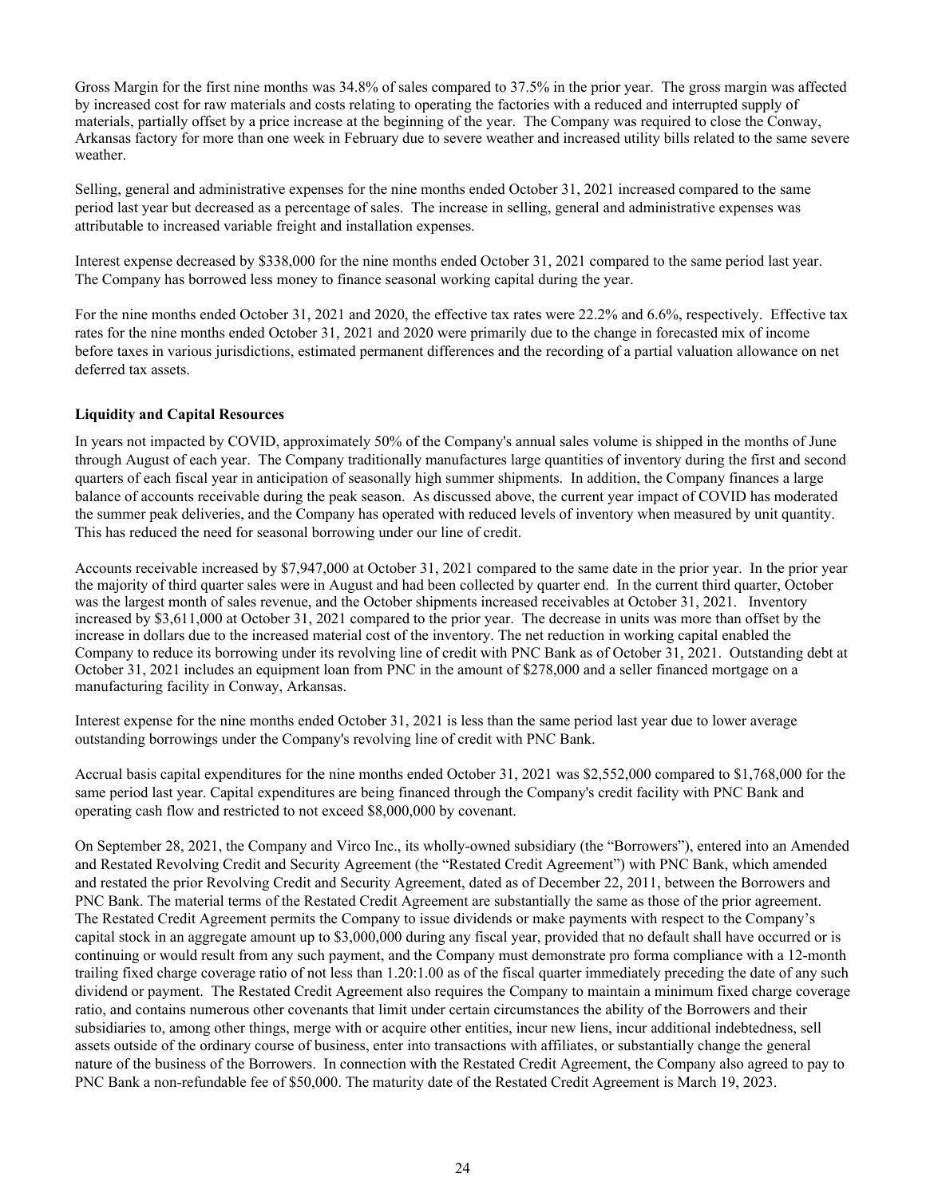Gross Margin for the first nine months was 34.8% of sales compared to 37.5% in the prior year. The gross margin was affected by increased cost for raw materials and costs relating to operating the factories with a reduced and interrupted supply of materials, partially offset by a price increase at the beginning of the year. The Company was required to close the Conway, Arkansas factory for more than one week in February due to severe weather and increased utility bills related to the same severe weather.

Selling, general and administrative expenses for the nine months ended October 31, 2021 increased compared to the same period last year but decreased as a percentage of sales. The increase in selling, general and administrative expenses was attributable to increased variable freight and installation expenses.

Interest expense decreased by $338,000 for the nine months ended October 31, 2021 compared to the same period last year. The Company has borrowed less money to finance seasonal working capital during the year.

For the nine months ended October 31, 2021 and 2020, the effective tax rates were 22.2% and 6.6%, respectively. Effective tax rates for the nine months ended October 31, 2021 and 2020 were primarily due to the change in forecasted mix of income before taxes in various jurisdictions, estimated permanent differences and the recording of a partial valuation allowance on net deferred tax assets.

**Liquidity and Capital Resources**

In years not impacted by COVID, approximately 50% of the Company's annual sales volume is shipped in the months of June through August of each year. The Company traditionally manufactures large quantities of inventory during the first and second quarters of each fiscal year in anticipation of seasonally high summer shipments. In addition, the Company finances a large balance of accounts receivable during the peak season. As discussed above, the current year impact of COVID has moderated the summer peak deliveries, and the Company has operated with reduced levels of inventory when measured by unit quantity. This has reduced the need for seasonal borrowing under our line of credit.

Accounts receivable increased by $7,947,000 at October 31, 2021 compared to the same date in the prior year. In the prior year the majority of third quarter sales were in August and had been collected by quarter end. In the current third quarter, October was the largest month of sales revenue, and the October shipments increased receivables at October 31, 2021. Inventory increased by $3,611,000 at October 31, 2021 compared to the prior year. The decrease in units was more than offset by the increase in dollars due to the increased material cost of the inventory. The net reduction in working capital enabled the Company to reduce its borrowing under its revolving line of credit with PNC Bank as of October 31, 2021. Outstanding debt at October 31, 2021 includes an equipment loan from PNC in the amount of $278,000 and a seller financed mortgage on a manufacturing facility in Conway, Arkansas.

Interest expense for the nine months ended October 31, 2021 is less than the same period last year due to lower average outstanding borrowings under the Company's revolving line of credit with PNC Bank.

Accrual basis capital expenditures for the nine months ended October 31, 2021 was $2,552,000 compared to $1,768,000 for the same period last year. Capital expenditures are being financed through the Company's credit facility with PNC Bank and operating cash flow and restricted to not exceed $8,000,000 by covenant.

On September 28, 2021, the Company and Virco Inc., its wholly-owned subsidiary (the "Borrowers"), entered into an Amended and Restated Revolving Credit and Security Agreement (the "Restated Credit Agreement") with PNC Bank, which amended and restated the prior Revolving Credit and Security Agreement, dated as of December 22, 2011, between the Borrowers and PNC Bank. The material terms of the Restated Credit Agreement are substantially the same as those of the prior agreement. The Restated Credit Agreement permits the Company to issue dividends or make payments with respect to the Company's capital stock in an aggregate amount up to $3,000,000 during any fiscal year, provided that no default shall have occurred or is continuing or would result from any such payment, and the Company must demonstrate pro forma compliance with a 12-month trailing fixed charge coverage ratio of not less than 1.20:1.00 as of the fiscal quarter immediately preceding the date of any such dividend or payment. The Restated Credit Agreement also requires the Company to maintain a minimum fixed charge coverage ratio, and contains numerous other covenants that limit under certain circumstances the ability of the Borrowers and their subsidiaries to, among other things, merge with or acquire other entities, incur new liens, incur additional indebtedness, sell assets outside of the ordinary course of business, enter into transactions with affiliates, or substantially change the general nature of the business of the Borrowers. In connection with the Restated Credit Agreement, the Company also agreed to pay to PNC Bank a non-refundable fee of $50,000. The maturity date of the Restated Credit Agreement is March 19, 2023.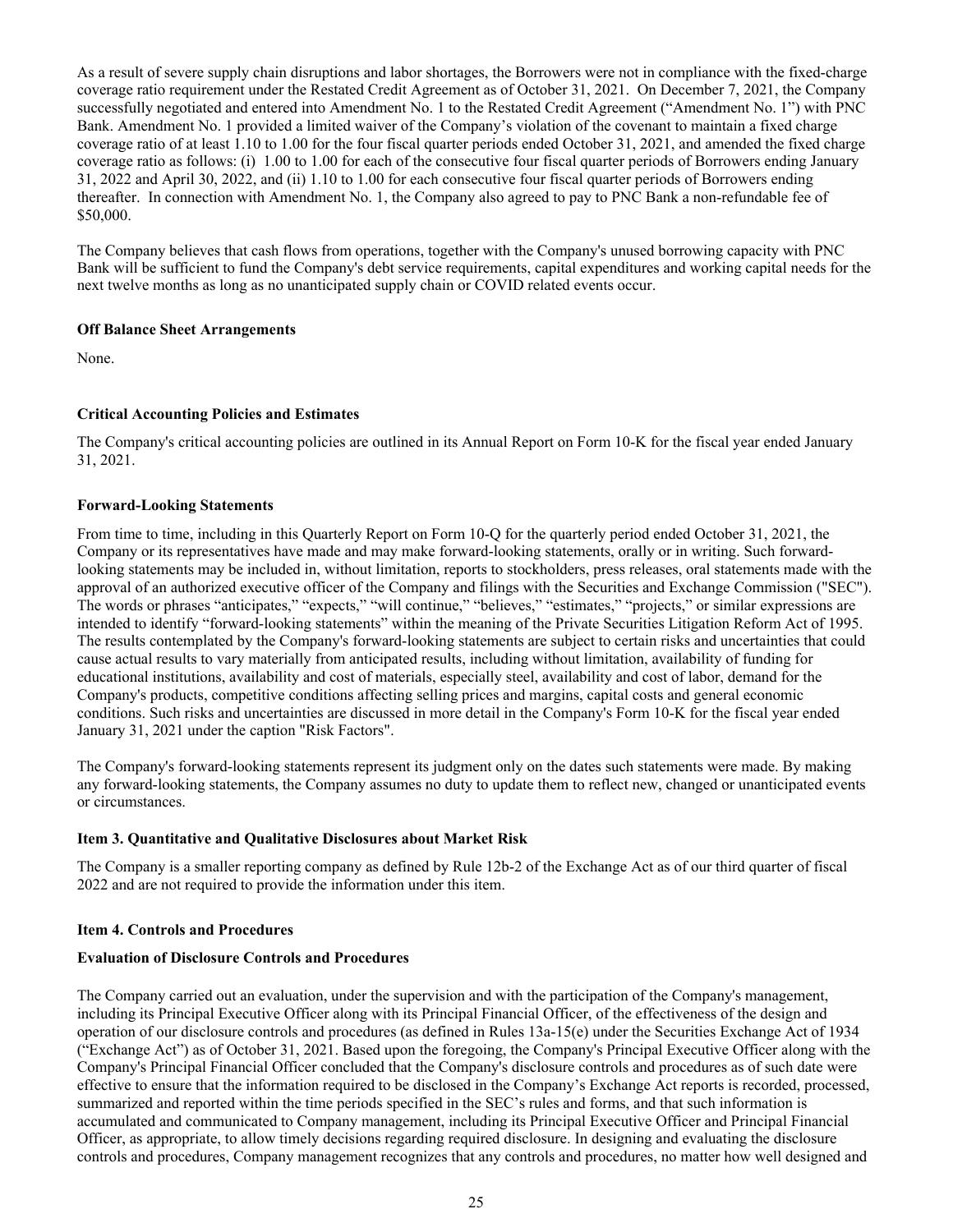As a result of severe supply chain disruptions and labor shortages, the Borrowers were not in compliance with the fixed-charge coverage ratio requirement under the Restated Credit Agreement as of October 31, 2021. On December 7, 2021, the Company successfully negotiated and entered into Amendment No. 1 to the Restated Credit Agreement ("Amendment No. 1") with PNC Bank. Amendment No. 1 provided a limited waiver of the Company's violation of the covenant to maintain a fixed charge coverage ratio of at least 1.10 to 1.00 for the four fiscal quarter periods ended October 31, 2021, and amended the fixed charge coverage ratio as follows: (i) 1.00 to 1.00 for each of the consecutive four fiscal quarter periods of Borrowers ending January 31, 2022 and April 30, 2022, and (ii) 1.10 to 1.00 for each consecutive four fiscal quarter periods of Borrowers ending thereafter. In connection with Amendment No. 1, the Company also agreed to pay to PNC Bank a non-refundable fee of $50,000.

The Company believes that cash flows from operations, together with the Company's unused borrowing capacity with PNC Bank will be sufficient to fund the Company's debt service requirements, capital expenditures and working capital needs for the next twelve months as long as no unanticipated supply chain or COVID related events occur.

**Off Balance Sheet Arrangements**

None.

**Critical Accounting Policies and Estimates**

The Company's critical accounting policies are outlined in its Annual Report on Form 10-K for the fiscal year ended January 31, 2021.

**Forward-Looking Statements**

From time to time, including in this Quarterly Report on Form 10-Q for the quarterly period ended October 31, 2021, the Company or its representatives have made and may make forward-looking statements, orally or in writing. Such forward-looking statements may be included in, without limitation, reports to stockholders, press releases, oral statements made with the approval of an authorized executive officer of the Company and filings with the Securities and Exchange Commission ("SEC"). The words or phrases "anticipates," "expects," "will continue," "believes," "estimates," "projects," or similar expressions are intended to identify "forward-looking statements" within the meaning of the Private Securities Litigation Reform Act of 1995. The results contemplated by the Company's forward-looking statements are subject to certain risks and uncertainties that could cause actual results to vary materially from anticipated results, including without limitation, availability of funding for educational institutions, availability and cost of materials, especially steel, availability and cost of labor, demand for the Company's products, competitive conditions affecting selling prices and margins, capital costs and general economic conditions. Such risks and uncertainties are discussed in more detail in the Company's Form 10-K for the fiscal year ended January 31, 2021 under the caption "Risk Factors".

The Company's forward-looking statements represent its judgment only on the dates such statements were made. By making any forward-looking statements, the Company assumes no duty to update them to reflect new, changed or unanticipated events or circumstances.

**Item 3. Quantitative and Qualitative Disclosures about Market Risk**

The Company is a smaller reporting company as defined by Rule 12b-2 of the Exchange Act as of our third quarter of fiscal 2022 and are not required to provide the information under this item.

**Item 4. Controls and Procedures**

**Evaluation of Disclosure Controls and Procedures**

The Company carried out an evaluation, under the supervision and with the participation of the Company's management, including its Principal Executive Officer along with its Principal Financial Officer, of the effectiveness of the design and operation of our disclosure controls and procedures (as defined in Rules 13a-15(e) under the Securities Exchange Act of 1934 ("Exchange Act") as of October 31, 2021. Based upon the foregoing, the Company's Principal Executive Officer along with the Company's Principal Financial Officer concluded that the Company's disclosure controls and procedures as of such date were effective to ensure that the information required to be disclosed in the Company's Exchange Act reports is recorded, processed, summarized and reported within the time periods specified in the SEC's rules and forms, and that such information is accumulated and communicated to Company management, including its Principal Executive Officer and Principal Financial Officer, as appropriate, to allow timely decisions regarding required disclosure. In designing and evaluating the disclosure controls and procedures, Company management recognizes that any controls and procedures, no matter how well designed and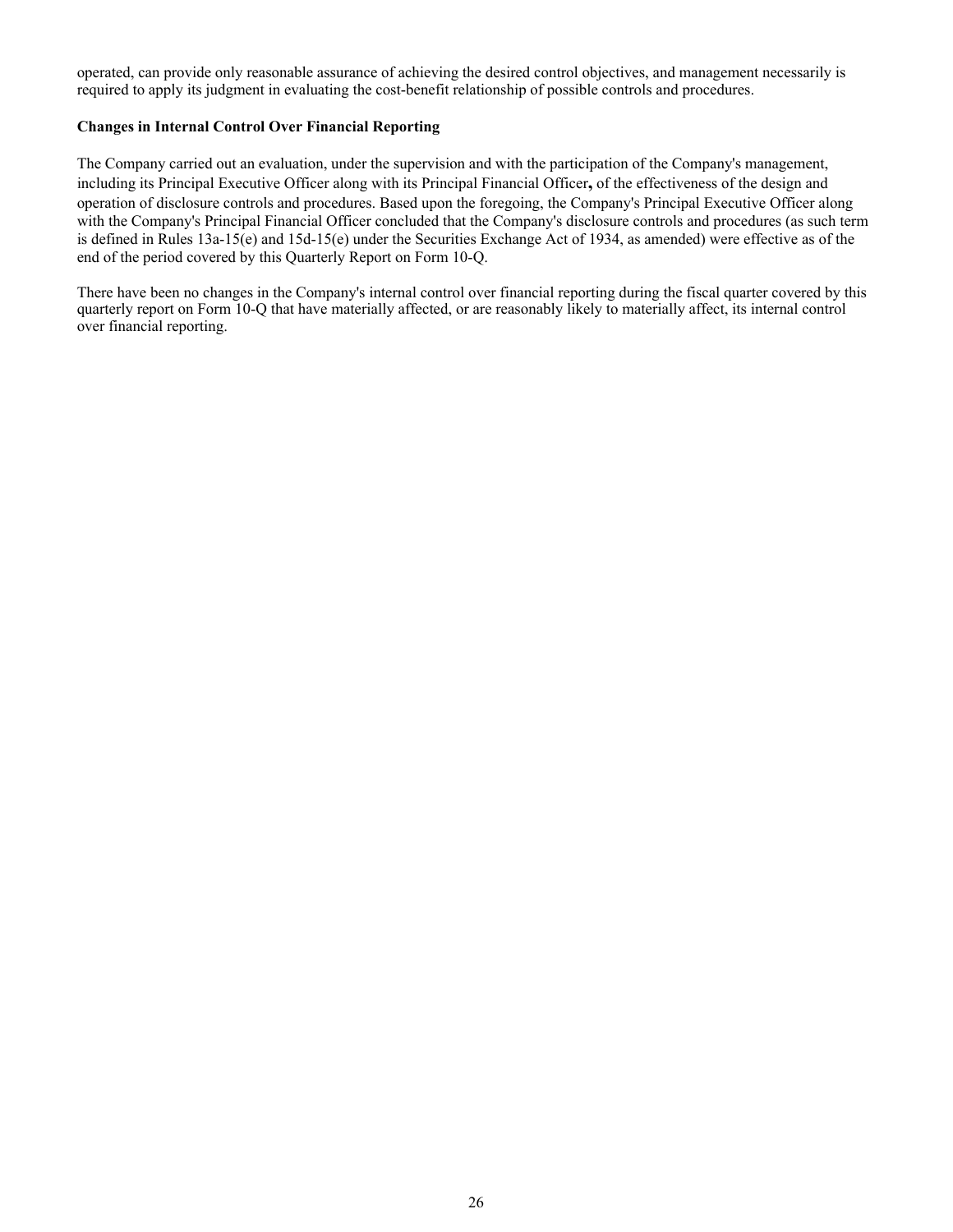operated, can provide only reasonable assurance of achieving the desired control objectives, and management necessarily is required to apply its judgment in evaluating the cost-benefit relationship of possible controls and procedures.

**Changes in Internal Control Over Financial Reporting**

The Company carried out an evaluation, under the supervision and with the participation of the Company's management, including its Principal Executive Officer along with its Principal Financial Officer**,** of the effectiveness of the design and operation of disclosure controls and procedures. Based upon the foregoing, the Company's Principal Executive Officer along with the Company's Principal Financial Officer concluded that the Company's disclosure controls and procedures (as such term is defined in Rules 13a-15(e) and 15d-15(e) under the Securities Exchange Act of 1934, as amended) were effective as of the end of the period covered by this Quarterly Report on Form 10-Q.

There have been no changes in the Company's internal control over financial reporting during the fiscal quarter covered by this quarterly report on Form 10-Q that have materially affected, or are reasonably likely to materially affect, its internal control over financial reporting.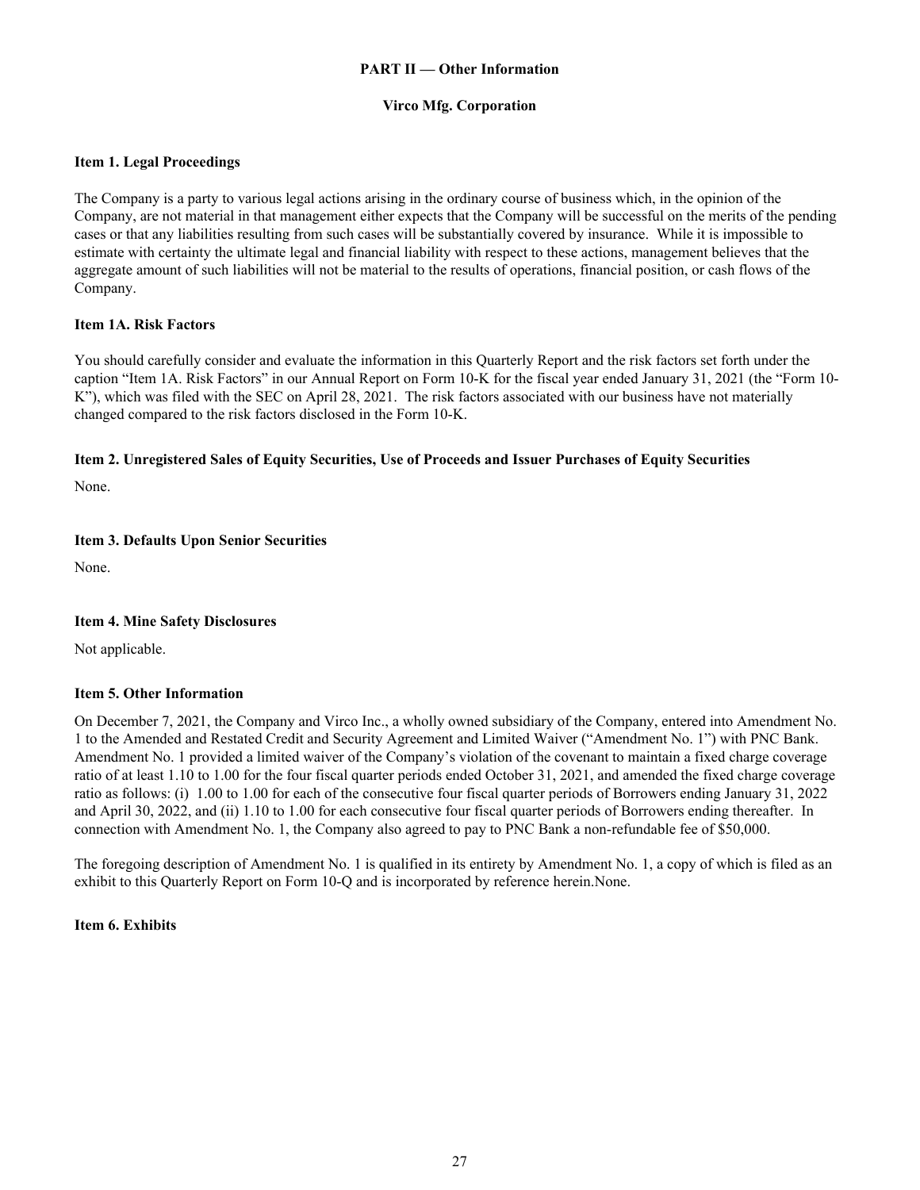**PART II — Other Information**

**Virco Mfg. Corporation**

**Item 1. Legal Proceedings**

The Company is a party to various legal actions arising in the ordinary course of business which, in the opinion of the Company, are not material in that management either expects that the Company will be successful on the merits of the pending cases or that any liabilities resulting from such cases will be substantially covered by insurance. While it is impossible to estimate with certainty the ultimate legal and financial liability with respect to these actions, management believes that the aggregate amount of such liabilities will not be material to the results of operations, financial position, or cash flows of the Company.

**Item 1A. Risk Factors**

You should carefully consider and evaluate the information in this Quarterly Report and the risk factors set forth under the caption "Item 1A. Risk Factors" in our Annual Report on Form 10-K for the fiscal year ended January 31, 2021 (the "Form 10-K"), which was filed with the SEC on April 28, 2021. The risk factors associated with our business have not materially changed compared to the risk factors disclosed in the Form 10-K.

**Item 2. Unregistered Sales of Equity Securities, Use of Proceeds and Issuer Purchases of Equity Securities**

None.

**Item 3. Defaults Upon Senior Securities**

None.

**Item 4. Mine Safety Disclosures**

Not applicable.

**Item 5. Other Information**

On December 7, 2021, the Company and Virco Inc., a wholly owned subsidiary of the Company, entered into Amendment No. 1 to the Amended and Restated Credit and Security Agreement and Limited Waiver ("Amendment No. 1") with PNC Bank. Amendment No. 1 provided a limited waiver of the Company's violation of the covenant to maintain a fixed charge coverage ratio of at least 1.10 to 1.00 for the four fiscal quarter periods ended October 31, 2021, and amended the fixed charge coverage ratio as follows: (i) 1.00 to 1.00 for each of the consecutive four fiscal quarter periods of Borrowers ending January 31, 2022 and April 30, 2022, and (ii) 1.10 to 1.00 for each consecutive four fiscal quarter periods of Borrowers ending thereafter. In connection with Amendment No. 1, the Company also agreed to pay to PNC Bank a non-refundable fee of $50,000.

The foregoing description of Amendment No. 1 is qualified in its entirety by Amendment No. 1, a copy of which is filed as an exhibit to this Quarterly Report on Form 10-Q and is incorporated by reference herein.None.

**Item 6. Exhibits**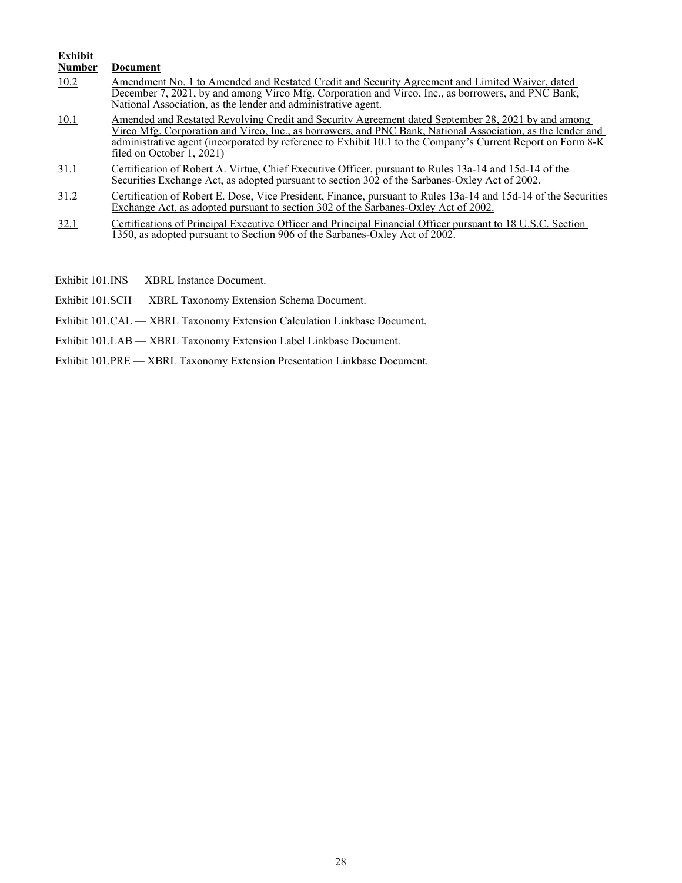| Exhibit Number | Document |
| --- | --- |
| 10.2 | Amendment No. 1 to Amended and Restated Credit and Security Agreement and Limited Waiver, dated December 7, 2021, by and among Virco Mfg. Corporation and Virco, Inc., as borrowers, and PNC Bank, National Association, as the lender and administrative agent. |
| 10.1 | Amended and Restated Revolving Credit and Security Agreement dated September 28, 2021 by and among Virco Mfg. Corporation and Virco, Inc., as borrowers, and PNC Bank, National Association, as the lender and administrative agent (incorporated by reference to Exhibit 10.1 to the Company's Current Report on Form 8-K filed on October 1, 2021) |
| 31.1 | Certification of Robert A. Virtue, Chief Executive Officer, pursuant to Rules 13a-14 and 15d-14 of the Securities Exchange Act, as adopted pursuant to section 302 of the Sarbanes-Oxley Act of 2002. |
| 31.2 | Certification of Robert E. Dose, Vice President, Finance, pursuant to Rules 13a-14 and 15d-14 of the Securities Exchange Act, as adopted pursuant to section 302 of the Sarbanes-Oxley Act of 2002. |
| 32.1 | Certifications of Principal Executive Officer and Principal Financial Officer pursuant to 18 U.S.C. Section 1350, as adopted pursuant to Section 906 of the Sarbanes-Oxley Act of 2002. |

Exhibit 101.INS — XBRL Instance Document.

Exhibit 101.SCH — XBRL Taxonomy Extension Schema Document.

Exhibit 101.CAL — XBRL Taxonomy Extension Calculation Linkbase Document.

Exhibit 101.LAB — XBRL Taxonomy Extension Label Linkbase Document.

Exhibit 101.PRE — XBRL Taxonomy Extension Presentation Linkbase Document.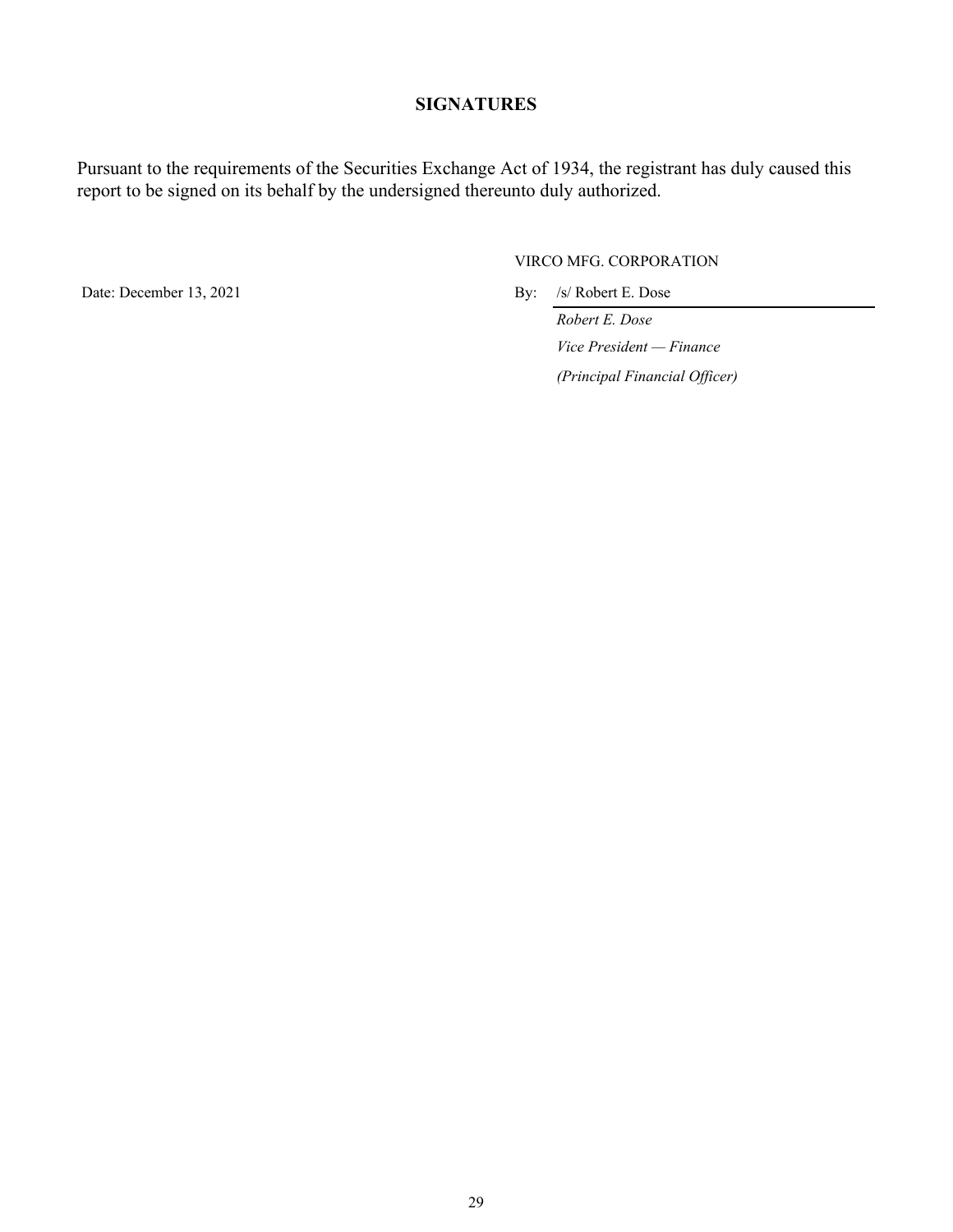## SIGNATURES

Pursuant to the requirements of the Securities Exchange Act of 1934, the registrant has duly caused this report to be signed on its behalf by the undersigned thereunto duly authorized.

VIRCO MFG. CORPORATION

Date: December 13, 2021

By: /s/ Robert E. Dose

*Robert E. Dose*

*Vice President — Finance*

*(Principal Financial Officer)*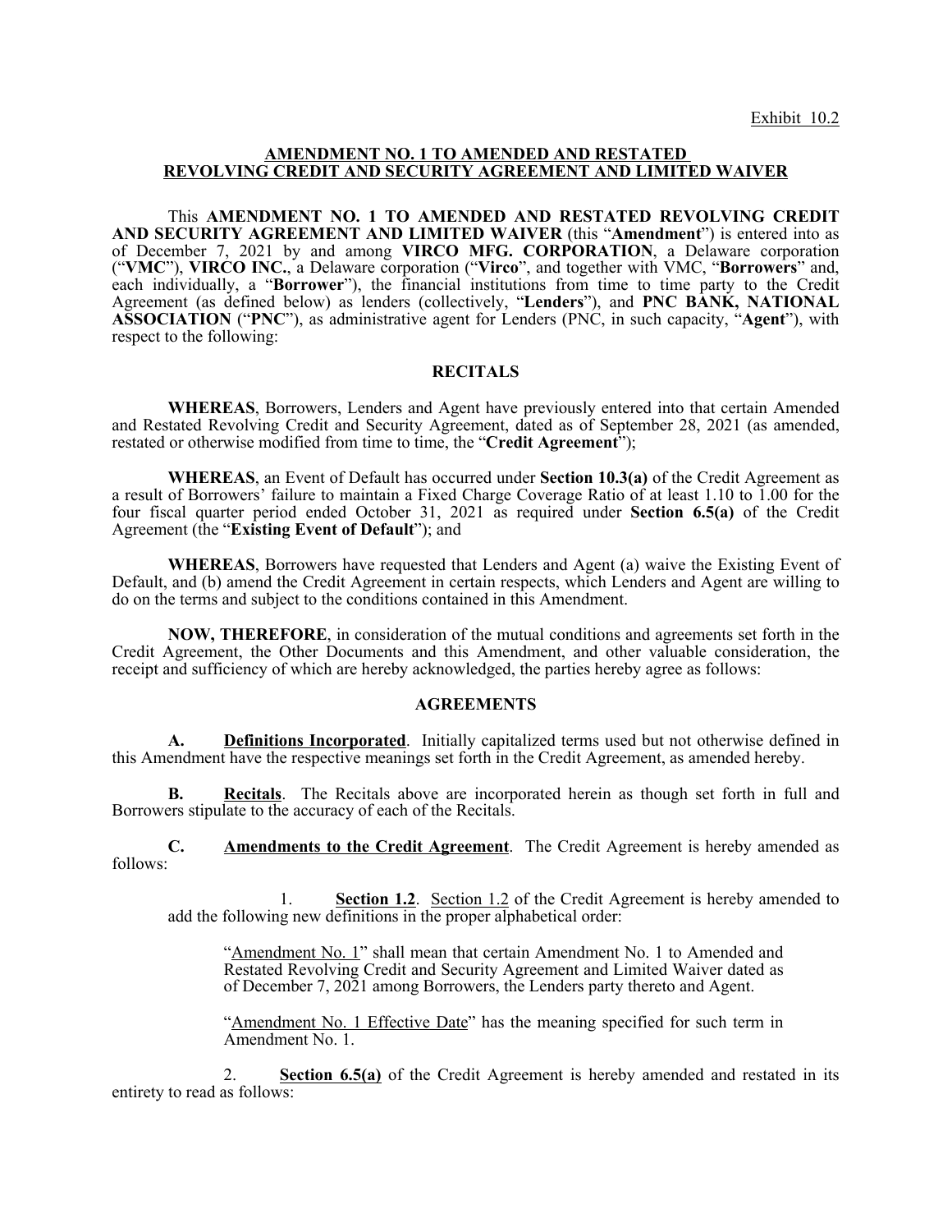Exhibit 10.2

## AMENDMENT NO. 1 TO AMENDED AND RESTATED REVOLVING CREDIT AND SECURITY AGREEMENT AND LIMITED WAIVER

This **AMENDMENT NO. 1 TO AMENDED AND RESTATED REVOLVING CREDIT AND SECURITY AGREEMENT AND LIMITED WAIVER** (this "**Amendment**") is entered into as of December 7, 2021 by and among **VIRCO MFG. CORPORATION**, a Delaware corporation ("**VMC**"), **VIRCO INC.**, a Delaware corporation ("**Virco**", and together with VMC, "**Borrowers**" and, each individually, a "**Borrower**"), the financial institutions from time to time party to the Credit Agreement (as defined below) as lenders (collectively, "**Lenders**"), and **PNC BANK, NATIONAL ASSOCIATION** ("**PNC**"), as administrative agent for Lenders (PNC, in such capacity, "**Agent**"), with respect to the following:

### RECITALS

**WHEREAS**, Borrowers, Lenders and Agent have previously entered into that certain Amended and Restated Revolving Credit and Security Agreement, dated as of September 28, 2021 (as amended, restated or otherwise modified from time to time, the "**Credit Agreement**");

**WHEREAS**, an Event of Default has occurred under **Section 10.3(a)** of the Credit Agreement as a result of Borrowers' failure to maintain a Fixed Charge Coverage Ratio of at least 1.10 to 1.00 for the four fiscal quarter period ended October 31, 2021 as required under **Section 6.5(a)** of the Credit Agreement (the "**Existing Event of Default**"); and

**WHEREAS**, Borrowers have requested that Lenders and Agent (a) waive the Existing Event of Default, and (b) amend the Credit Agreement in certain respects, which Lenders and Agent are willing to do on the terms and subject to the conditions contained in this Amendment.

**NOW, THEREFORE**, in consideration of the mutual conditions and agreements set forth in the Credit Agreement, the Other Documents and this Amendment, and other valuable consideration, the receipt and sufficiency of which are hereby acknowledged, the parties hereby agree as follows:

### AGREEMENTS

**A. Definitions Incorporated**. Initially capitalized terms used but not otherwise defined in this Amendment have the respective meanings set forth in the Credit Agreement, as amended hereby.

**B. Recitals**. The Recitals above are incorporated herein as though set forth in full and Borrowers stipulate to the accuracy of each of the Recitals.

**C. Amendments to the Credit Agreement**. The Credit Agreement is hereby amended as follows:

1. **Section 1.2**. Section 1.2 of the Credit Agreement is hereby amended to add the following new definitions in the proper alphabetical order:

> "Amendment No. 1" shall mean that certain Amendment No. 1 to Amended and Restated Revolving Credit and Security Agreement and Limited Waiver dated as of December 7, 2021 among Borrowers, the Lenders party thereto and Agent.
>
> "Amendment No. 1 Effective Date" has the meaning specified for such term in Amendment No. 1.

2. **Section 6.5(a)** of the Credit Agreement is hereby amended and restated in its entirety to read as follows: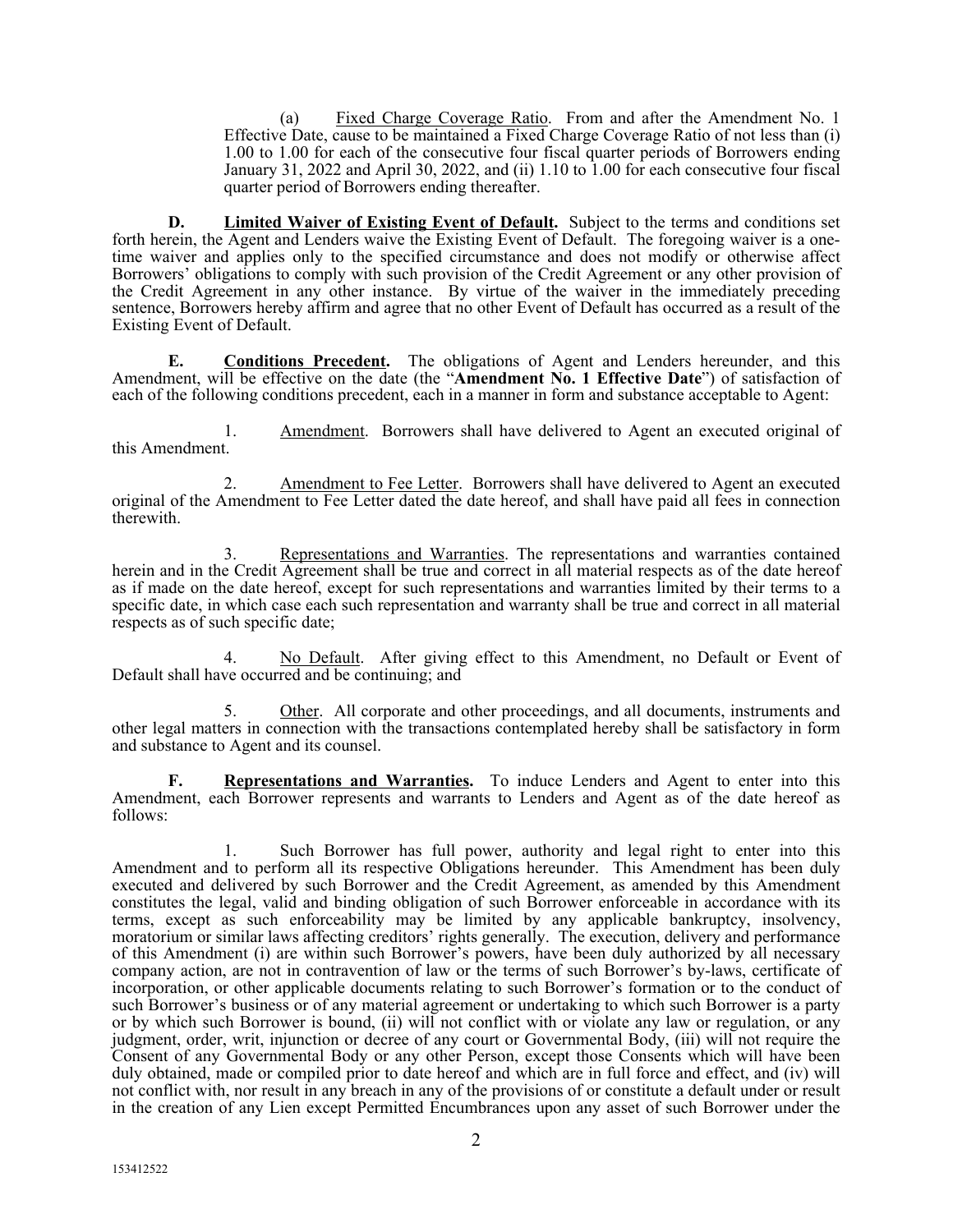(a) Fixed Charge Coverage Ratio. From and after the Amendment No. 1 Effective Date, cause to be maintained a Fixed Charge Coverage Ratio of not less than (i) 1.00 to 1.00 for each of the consecutive four fiscal quarter periods of Borrowers ending January 31, 2022 and April 30, 2022, and (ii) 1.10 to 1.00 for each consecutive four fiscal quarter period of Borrowers ending thereafter.

**D. Limited Waiver of Existing Event of Default.** Subject to the terms and conditions set forth herein, the Agent and Lenders waive the Existing Event of Default. The foregoing waiver is a one-time waiver and applies only to the specified circumstance and does not modify or otherwise affect Borrowers' obligations to comply with such provision of the Credit Agreement or any other provision of the Credit Agreement in any other instance. By virtue of the waiver in the immediately preceding sentence, Borrowers hereby affirm and agree that no other Event of Default has occurred as a result of the Existing Event of Default.

**E. Conditions Precedent.** The obligations of Agent and Lenders hereunder, and this Amendment, will be effective on the date (the "**Amendment No. 1 Effective Date**") of satisfaction of each of the following conditions precedent, each in a manner in form and substance acceptable to Agent:

1. Amendment. Borrowers shall have delivered to Agent an executed original of this Amendment.

2. Amendment to Fee Letter. Borrowers shall have delivered to Agent an executed original of the Amendment to Fee Letter dated the date hereof, and shall have paid all fees in connection therewith.

3. Representations and Warranties. The representations and warranties contained herein and in the Credit Agreement shall be true and correct in all material respects as of the date hereof as if made on the date hereof, except for such representations and warranties limited by their terms to a specific date, in which case each such representation and warranty shall be true and correct in all material respects as of such specific date;

4. No Default. After giving effect to this Amendment, no Default or Event of Default shall have occurred and be continuing; and

5. Other. All corporate and other proceedings, and all documents, instruments and other legal matters in connection with the transactions contemplated hereby shall be satisfactory in form and substance to Agent and its counsel.

**F. Representations and Warranties.** To induce Lenders and Agent to enter into this Amendment, each Borrower represents and warrants to Lenders and Agent as of the date hereof as follows:

1. Such Borrower has full power, authority and legal right to enter into this Amendment and to perform all its respective Obligations hereunder. This Amendment has been duly executed and delivered by such Borrower and the Credit Agreement, as amended by this Amendment constitutes the legal, valid and binding obligation of such Borrower enforceable in accordance with its terms, except as such enforceability may be limited by any applicable bankruptcy, insolvency, moratorium or similar laws affecting creditors' rights generally. The execution, delivery and performance of this Amendment (i) are within such Borrower's powers, have been duly authorized by all necessary company action, are not in contravention of law or the terms of such Borrower's by-laws, certificate of incorporation, or other applicable documents relating to such Borrower's formation or to the conduct of such Borrower's business or of any material agreement or undertaking to which such Borrower is a party or by which such Borrower is bound, (ii) will not conflict with or violate any law or regulation, or any judgment, order, writ, injunction or decree of any court or Governmental Body, (iii) will not require the Consent of any Governmental Body or any other Person, except those Consents which will have been duly obtained, made or compiled prior to date hereof and which are in full force and effect, and (iv) will not conflict with, nor result in any breach in any of the provisions of or constitute a default under or result in the creation of any Lien except Permitted Encumbrances upon any asset of such Borrower under the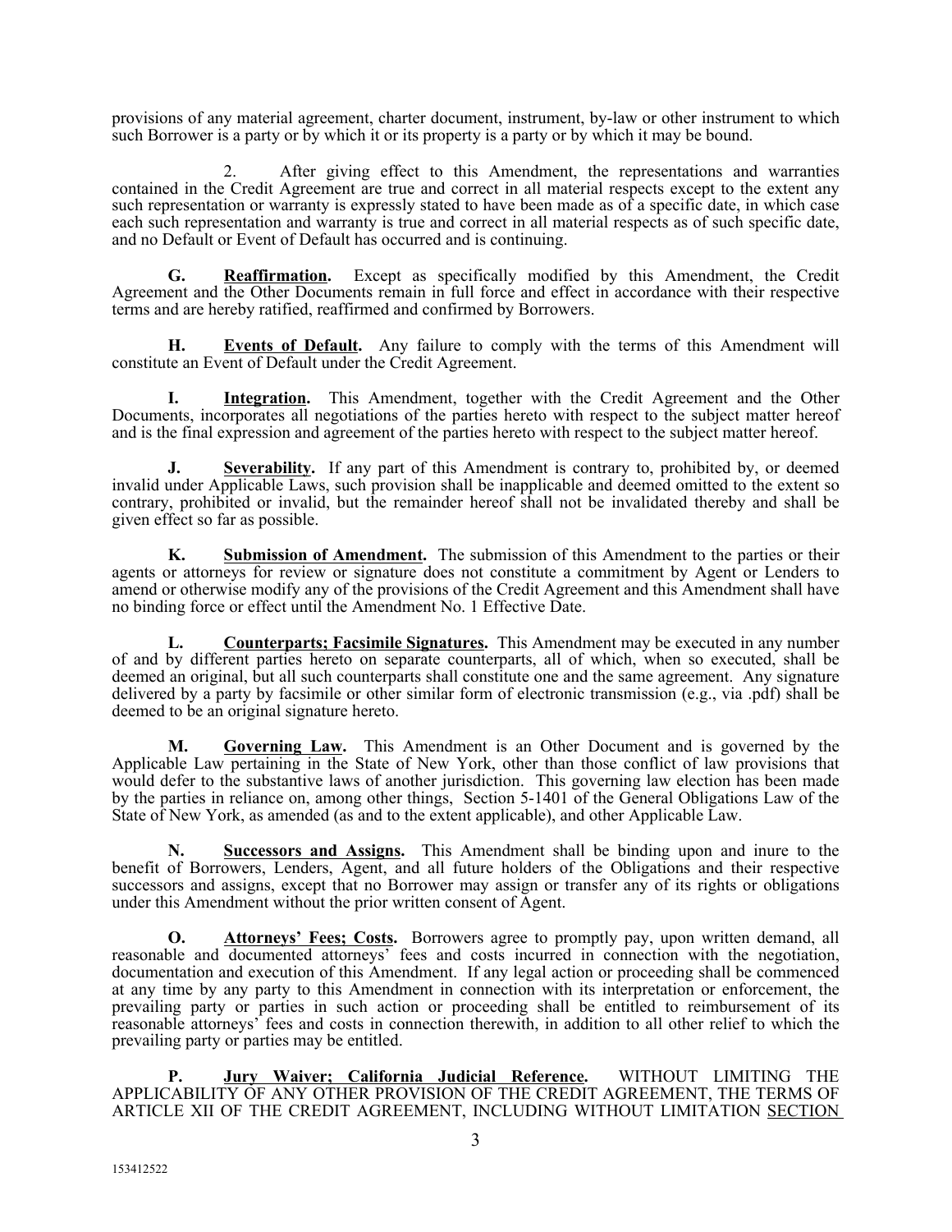provisions of any material agreement, charter document, instrument, by-law or other instrument to which such Borrower is a party or by which it or its property is a party or by which it may be bound.

2. After giving effect to this Amendment, the representations and warranties contained in the Credit Agreement are true and correct in all material respects except to the extent any such representation or warranty is expressly stated to have been made as of a specific date, in which case each such representation and warranty is true and correct in all material respects as of such specific date, and no Default or Event of Default has occurred and is continuing.

**G. Reaffirmation.** Except as specifically modified by this Amendment, the Credit Agreement and the Other Documents remain in full force and effect in accordance with their respective terms and are hereby ratified, reaffirmed and confirmed by Borrowers.

**H. Events of Default.** Any failure to comply with the terms of this Amendment will constitute an Event of Default under the Credit Agreement.

**I. Integration.** This Amendment, together with the Credit Agreement and the Other Documents, incorporates all negotiations of the parties hereto with respect to the subject matter hereof and is the final expression and agreement of the parties hereto with respect to the subject matter hereof.

**J. Severability.** If any part of this Amendment is contrary to, prohibited by, or deemed invalid under Applicable Laws, such provision shall be inapplicable and deemed omitted to the extent so contrary, prohibited or invalid, but the remainder hereof shall not be invalidated thereby and shall be given effect so far as possible.

**K. Submission of Amendment.** The submission of this Amendment to the parties or their agents or attorneys for review or signature does not constitute a commitment by Agent or Lenders to amend or otherwise modify any of the provisions of the Credit Agreement and this Amendment shall have no binding force or effect until the Amendment No. 1 Effective Date.

**L. Counterparts; Facsimile Signatures.** This Amendment may be executed in any number of and by different parties hereto on separate counterparts, all of which, when so executed, shall be deemed an original, but all such counterparts shall constitute one and the same agreement. Any signature delivered by a party by facsimile or other similar form of electronic transmission (e.g., via .pdf) shall be deemed to be an original signature hereto.

**M. Governing Law.** This Amendment is an Other Document and is governed by the Applicable Law pertaining in the State of New York, other than those conflict of law provisions that would defer to the substantive laws of another jurisdiction. This governing law election has been made by the parties in reliance on, among other things, Section 5-1401 of the General Obligations Law of the State of New York, as amended (as and to the extent applicable), and other Applicable Law.

**N. Successors and Assigns.** This Amendment shall be binding upon and inure to the benefit of Borrowers, Lenders, Agent, and all future holders of the Obligations and their respective successors and assigns, except that no Borrower may assign or transfer any of its rights or obligations under this Amendment without the prior written consent of Agent.

**O. Attorneys' Fees; Costs.** Borrowers agree to promptly pay, upon written demand, all reasonable and documented attorneys' fees and costs incurred in connection with the negotiation, documentation and execution of this Amendment. If any legal action or proceeding shall be commenced at any time by any party to this Amendment in connection with its interpretation or enforcement, the prevailing party or parties in such action or proceeding shall be entitled to reimbursement of its reasonable attorneys' fees and costs in connection therewith, in addition to all other relief to which the prevailing party or parties may be entitled.

**P. Jury Waiver; California Judicial Reference.** WITHOUT LIMITING THE APPLICABILITY OF ANY OTHER PROVISION OF THE CREDIT AGREEMENT, THE TERMS OF ARTICLE XII OF THE CREDIT AGREEMENT, INCLUDING WITHOUT LIMITATION SECTION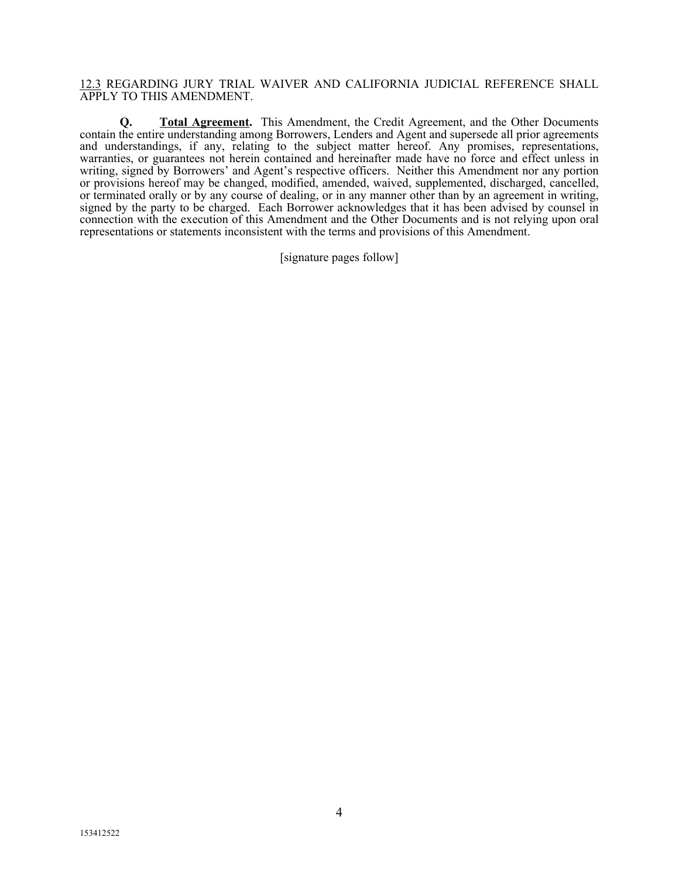12.3 REGARDING JURY TRIAL WAIVER AND CALIFORNIA JUDICIAL REFERENCE SHALL APPLY TO THIS AMENDMENT.

**Q. Total Agreement.** This Amendment, the Credit Agreement, and the Other Documents contain the entire understanding among Borrowers, Lenders and Agent and supersede all prior agreements and understandings, if any, relating to the subject matter hereof. Any promises, representations, warranties, or guarantees not herein contained and hereinafter made have no force and effect unless in writing, signed by Borrowers' and Agent's respective officers. Neither this Amendment nor any portion or provisions hereof may be changed, modified, amended, waived, supplemented, discharged, cancelled, or terminated orally or by any course of dealing, or in any manner other than by an agreement in writing, signed by the party to be charged. Each Borrower acknowledges that it has been advised by counsel in connection with the execution of this Amendment and the Other Documents and is not relying upon oral representations or statements inconsistent with the terms and provisions of this Amendment.

[signature pages follow]

153412522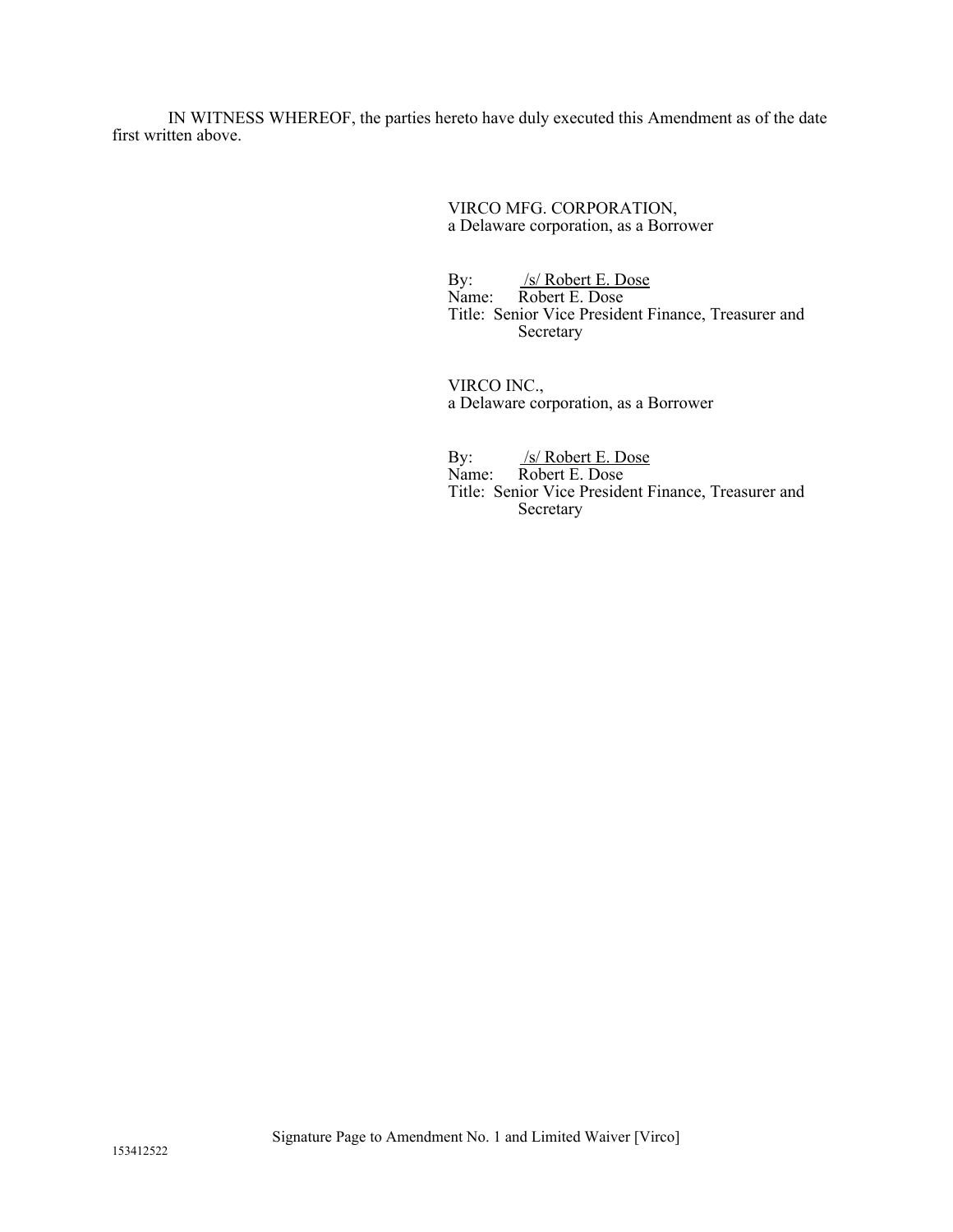IN WITNESS WHEREOF, the parties hereto have duly executed this Amendment as of the date first written above.

VIRCO MFG. CORPORATION,
a Delaware corporation, as a Borrower

By: /s/ Robert E. Dose
Name: Robert E. Dose
Title: Senior Vice President Finance, Treasurer and Secretary

VIRCO INC.,
a Delaware corporation, as a Borrower

By: /s/ Robert E. Dose
Name: Robert E. Dose
Title: Senior Vice President Finance, Treasurer and Secretary

Signature Page to Amendment No. 1 and Limited Waiver [Virco]

153412522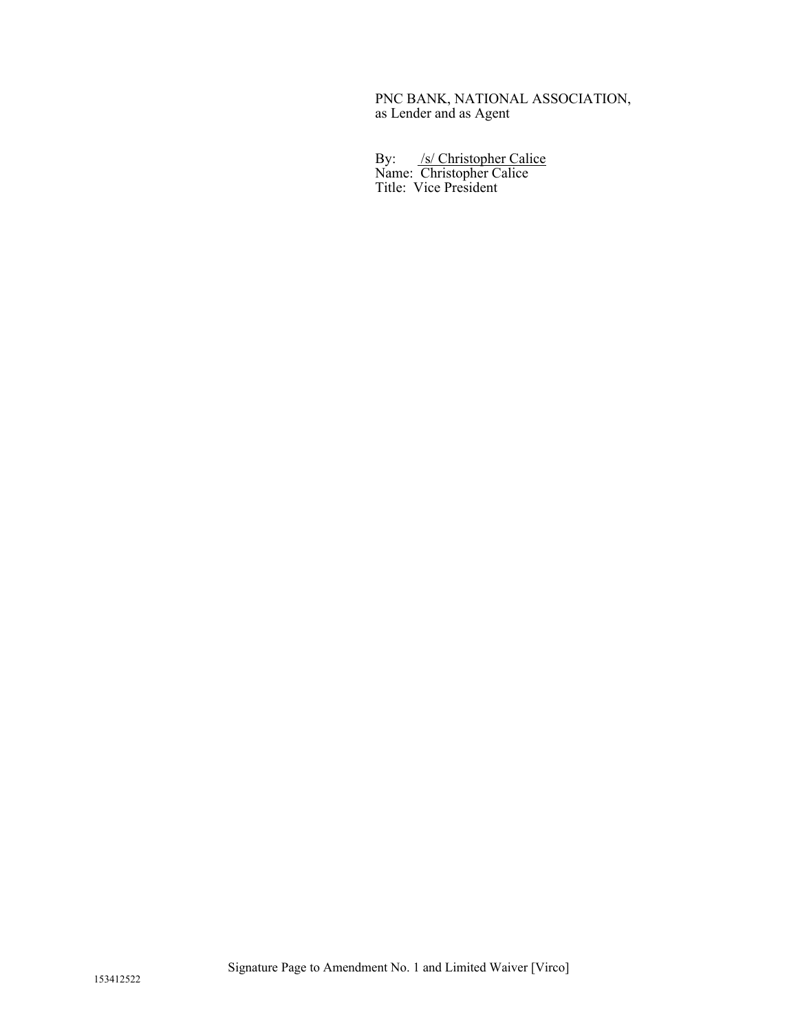PNC BANK, NATIONAL ASSOCIATION,
as Lender and as Agent

By: /s/ Christopher Calice
Name: Christopher Calice
Title: Vice President

Signature Page to Amendment No. 1 and Limited Waiver [Virco]

153412522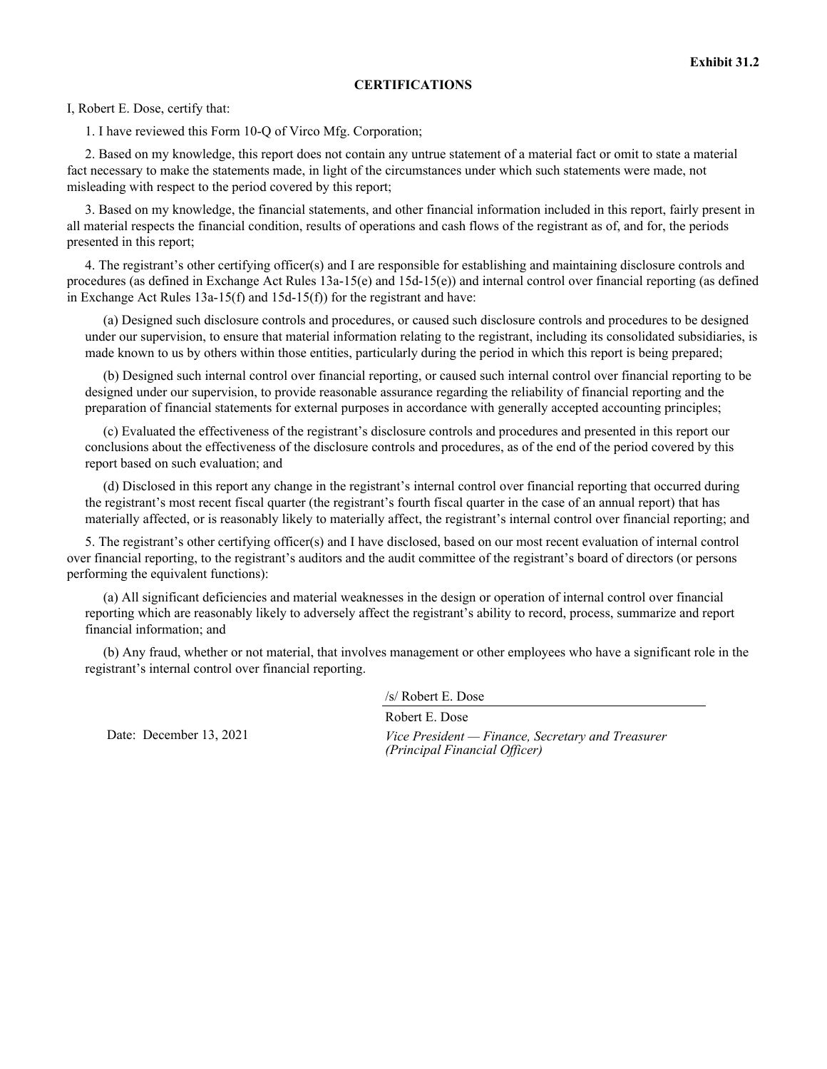**Exhibit 31.2**

**CERTIFICATIONS**

I, Robert E. Dose, certify that:

1. I have reviewed this Form 10-Q of Virco Mfg. Corporation;

2. Based on my knowledge, this report does not contain any untrue statement of a material fact or omit to state a material fact necessary to make the statements made, in light of the circumstances under which such statements were made, not misleading with respect to the period covered by this report;

3. Based on my knowledge, the financial statements, and other financial information included in this report, fairly present in all material respects the financial condition, results of operations and cash flows of the registrant as of, and for, the periods presented in this report;

4. The registrant's other certifying officer(s) and I are responsible for establishing and maintaining disclosure controls and procedures (as defined in Exchange Act Rules 13a-15(e) and 15d-15(e)) and internal control over financial reporting (as defined in Exchange Act Rules 13a-15(f) and 15d-15(f)) for the registrant and have:

(a) Designed such disclosure controls and procedures, or caused such disclosure controls and procedures to be designed under our supervision, to ensure that material information relating to the registrant, including its consolidated subsidiaries, is made known to us by others within those entities, particularly during the period in which this report is being prepared;

(b) Designed such internal control over financial reporting, or caused such internal control over financial reporting to be designed under our supervision, to provide reasonable assurance regarding the reliability of financial reporting and the preparation of financial statements for external purposes in accordance with generally accepted accounting principles;

(c) Evaluated the effectiveness of the registrant's disclosure controls and procedures and presented in this report our conclusions about the effectiveness of the disclosure controls and procedures, as of the end of the period covered by this report based on such evaluation; and

(d) Disclosed in this report any change in the registrant's internal control over financial reporting that occurred during the registrant's most recent fiscal quarter (the registrant's fourth fiscal quarter in the case of an annual report) that has materially affected, or is reasonably likely to materially affect, the registrant's internal control over financial reporting; and

5. The registrant's other certifying officer(s) and I have disclosed, based on our most recent evaluation of internal control over financial reporting, to the registrant's auditors and the audit committee of the registrant's board of directors (or persons performing the equivalent functions):

(a) All significant deficiencies and material weaknesses in the design or operation of internal control over financial reporting which are reasonably likely to adversely affect the registrant's ability to record, process, summarize and report financial information; and

(b) Any fraud, whether or not material, that involves management or other employees who have a significant role in the registrant's internal control over financial reporting.

/s/ Robert E. Dose

Robert E. Dose

*Vice President — Finance, Secretary and Treasurer*
*(Principal Financial Officer)*

Date: December 13, 2021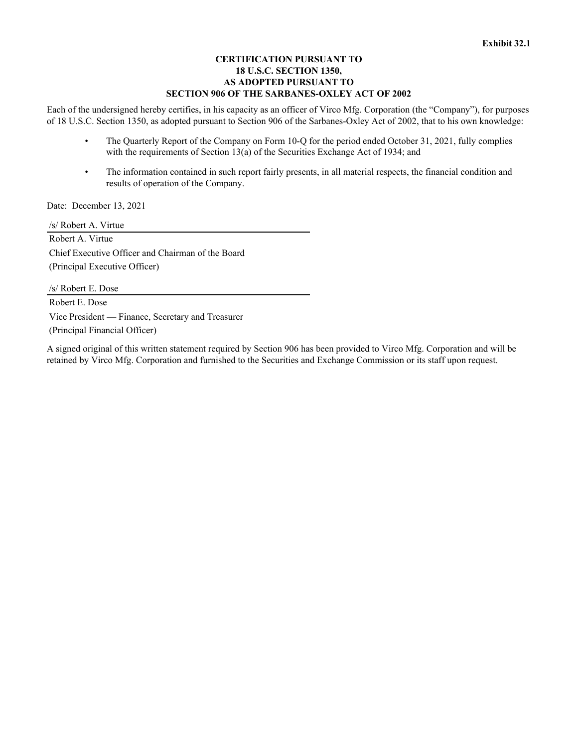**Exhibit 32.1**

**CERTIFICATION PURSUANT TO
18 U.S.C. SECTION 1350,
AS ADOPTED PURSUANT TO
SECTION 906 OF THE SARBANES-OXLEY ACT OF 2002**

Each of the undersigned hereby certifies, in his capacity as an officer of Virco Mfg. Corporation (the "Company"), for purposes of 18 U.S.C. Section 1350, as adopted pursuant to Section 906 of the Sarbanes-Oxley Act of 2002, that to his own knowledge:

- The Quarterly Report of the Company on Form 10-Q for the period ended October 31, 2021, fully complies with the requirements of Section 13(a) of the Securities Exchange Act of 1934; and
- The information contained in such report fairly presents, in all material respects, the financial condition and results of operation of the Company.

Date: December 13, 2021

/s/ Robert A. Virtue

Robert A. Virtue
Chief Executive Officer and Chairman of the Board
(Principal Executive Officer)

/s/ Robert E. Dose

Robert E. Dose
Vice President — Finance, Secretary and Treasurer
(Principal Financial Officer)

A signed original of this written statement required by Section 906 has been provided to Virco Mfg. Corporation and will be retained by Virco Mfg. Corporation and furnished to the Securities and Exchange Commission or its staff upon request.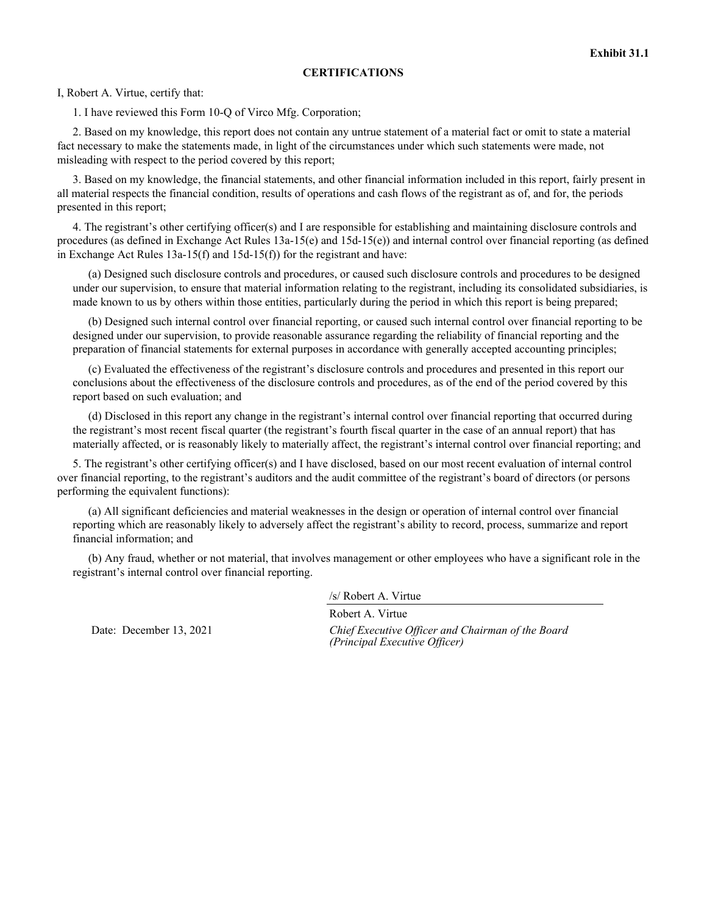**Exhibit 31.1**

**CERTIFICATIONS**

I, Robert A. Virtue, certify that:

1. I have reviewed this Form 10-Q of Virco Mfg. Corporation;

2. Based on my knowledge, this report does not contain any untrue statement of a material fact or omit to state a material fact necessary to make the statements made, in light of the circumstances under which such statements were made, not misleading with respect to the period covered by this report;

3. Based on my knowledge, the financial statements, and other financial information included in this report, fairly present in all material respects the financial condition, results of operations and cash flows of the registrant as of, and for, the periods presented in this report;

4. The registrant's other certifying officer(s) and I are responsible for establishing and maintaining disclosure controls and procedures (as defined in Exchange Act Rules 13a-15(e) and 15d-15(e)) and internal control over financial reporting (as defined in Exchange Act Rules 13a-15(f) and 15d-15(f)) for the registrant and have:

(a) Designed such disclosure controls and procedures, or caused such disclosure controls and procedures to be designed under our supervision, to ensure that material information relating to the registrant, including its consolidated subsidiaries, is made known to us by others within those entities, particularly during the period in which this report is being prepared;

(b) Designed such internal control over financial reporting, or caused such internal control over financial reporting to be designed under our supervision, to provide reasonable assurance regarding the reliability of financial reporting and the preparation of financial statements for external purposes in accordance with generally accepted accounting principles;

(c) Evaluated the effectiveness of the registrant's disclosure controls and procedures and presented in this report our conclusions about the effectiveness of the disclosure controls and procedures, as of the end of the period covered by this report based on such evaluation; and

(d) Disclosed in this report any change in the registrant's internal control over financial reporting that occurred during the registrant's most recent fiscal quarter (the registrant's fourth fiscal quarter in the case of an annual report) that has materially affected, or is reasonably likely to materially affect, the registrant's internal control over financial reporting; and

5. The registrant's other certifying officer(s) and I have disclosed, based on our most recent evaluation of internal control over financial reporting, to the registrant's auditors and the audit committee of the registrant's board of directors (or persons performing the equivalent functions):

(a) All significant deficiencies and material weaknesses in the design or operation of internal control over financial reporting which are reasonably likely to adversely affect the registrant's ability to record, process, summarize and report financial information; and

(b) Any fraud, whether or not material, that involves management or other employees who have a significant role in the registrant's internal control over financial reporting.

/s/ Robert A. Virtue

Robert A. Virtue

Date: December 13, 2021

*Chief Executive Officer and Chairman of the Board*
*(Principal Executive Officer)*